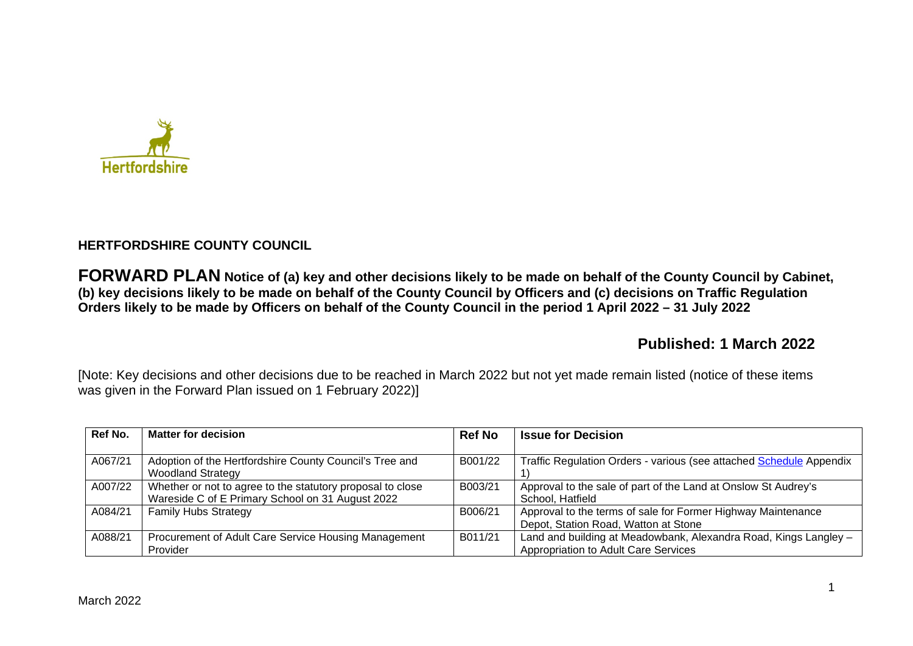Hertfordshire

**HERTFORDSHIRE COUNTY COUNCIL**

**FORWARD PLAN Notice of (a) key and other decisions likely to be made on behalf of the County Council by Cabinet, (b) key decisions likely to be made on behalf of the County Council by Officers and (c) decisions on Traffic Regulation Orders likely to be made by Officers on behalf of the County Council in the period 1 April 2022 – 31 July 2022**

**Published: 1 March 2022**

[Note: Key decisions and other decisions due to be reached in March 2022 but not yet made remain listed (notice of these items was given in the Forward Plan issued on 1 February 2022)]

| Ref No. | Matter for decision | Ref No | Issue for Decision |
|---|---|---|---|
| A067/21 | Adoption of the Hertfordshire County Council's Tree and Woodland Strategy | B001/22 | Traffic Regulation Orders - various (see attached Schedule Appendix 1) |
| A007/22 | Whether or not to agree to the statutory proposal to close Wareside C of E Primary School on 31 August 2022 | B003/21 | Approval to the sale of part of the Land at Onslow St Audrey's School, Hatfield |
| A084/21 | Family Hubs Strategy | B006/21 | Approval to the terms of sale for Former Highway Maintenance Depot, Station Road, Watton at Stone |
| A088/21 | Procurement of Adult Care Service Housing Management Provider | B011/21 | Land and building at Meadowbank, Alexandra Road, Kings Langley – Appropriation to Adult Care Services |

March 2022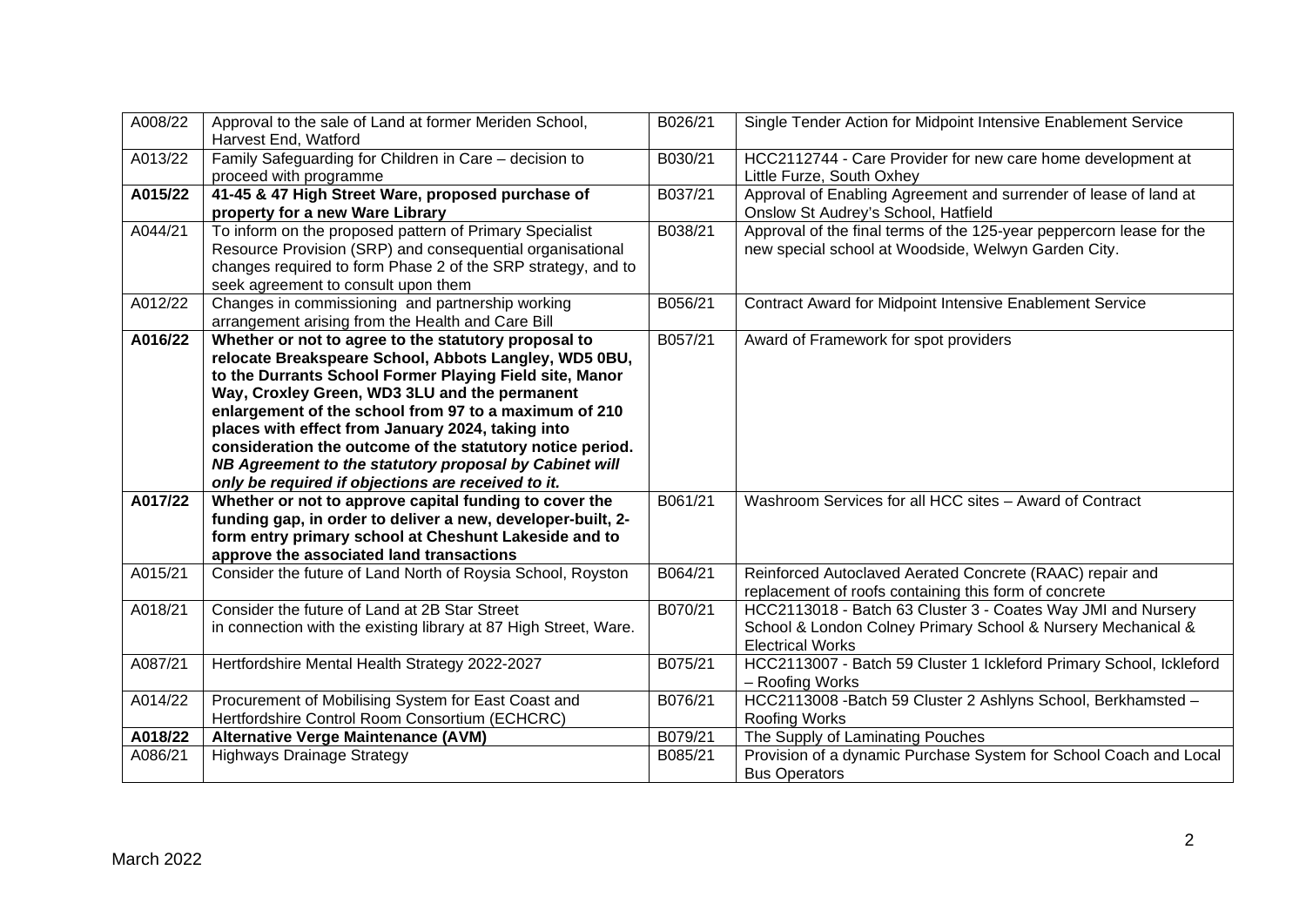| | | | |
|---|---|---|---|
| A008/22 | Approval to the sale of Land at former Meriden School, Harvest End, Watford | B026/21 | Single Tender Action for Midpoint Intensive Enablement Service |
| A013/22 | Family Safeguarding for Children in Care – decision to proceed with programme | B030/21 | HCC2112744 - Care Provider for new care home development at Little Furze, South Oxhey |
| **A015/22** | **41-45 & 47 High Street Ware, proposed purchase of property for a new Ware Library** | B037/21 | Approval of Enabling Agreement and surrender of lease of land at Onslow St Audrey's School, Hatfield |
| A044/21 | To inform on the proposed pattern of Primary Specialist Resource Provision (SRP) and consequential organisational changes required to form Phase 2 of the SRP strategy, and to seek agreement to consult upon them | B038/21 | Approval of the final terms of the 125-year peppercorn lease for the new special school at Woodside, Welwyn Garden City. |
| A012/22 | Changes in commissioning and partnership working arrangement arising from the Health and Care Bill | B056/21 | Contract Award for Midpoint Intensive Enablement Service |
| **A016/22** | **Whether or not to agree to the statutory proposal to relocate Breakspeare School, Abbots Langley, WD5 0BU, to the Durrants School Former Playing Field site, Manor Way, Croxley Green, WD3 3LU and the permanent enlargement of the school from 97 to a maximum of 210 places with effect from January 2024, taking into consideration the outcome of the statutory notice period. *NB Agreement to the statutory proposal by Cabinet will only be required if objections are received to it.*** | B057/21 | Award of Framework for spot providers |
| **A017/22** | **Whether or not to approve capital funding to cover the funding gap, in order to deliver a new, developer-built, 2-form entry primary school at Cheshunt Lakeside and to approve the associated land transactions** | B061/21 | Washroom Services for all HCC sites – Award of Contract |
| A015/21 | Consider the future of Land North of Roysia School, Royston | B064/21 | Reinforced Autoclaved Aerated Concrete (RAAC) repair and replacement of roofs containing this form of concrete |
| A018/21 | Consider the future of Land at 2B Star Street in connection with the existing library at 87 High Street, Ware. | B070/21 | HCC2113018 - Batch 63 Cluster 3 - Coates Way JMI and Nursery School & London Colney Primary School & Nursery Mechanical & Electrical Works |
| A087/21 | Hertfordshire Mental Health Strategy 2022-2027 | B075/21 | HCC2113007 - Batch 59 Cluster 1 Ickleford Primary School, Ickleford – Roofing Works |
| A014/22 | Procurement of Mobilising System for East Coast and Hertfordshire Control Room Consortium (ECHCRC) | B076/21 | HCC2113008 -Batch 59 Cluster 2 Ashlyns School, Berkhamsted – Roofing Works |
| **A018/22** | **Alternative Verge Maintenance (AVM)** | B079/21 | The Supply of Laminating Pouches |
| A086/21 | Highways Drainage Strategy | B085/21 | Provision of a dynamic Purchase System for School Coach and Local Bus Operators |

March 2022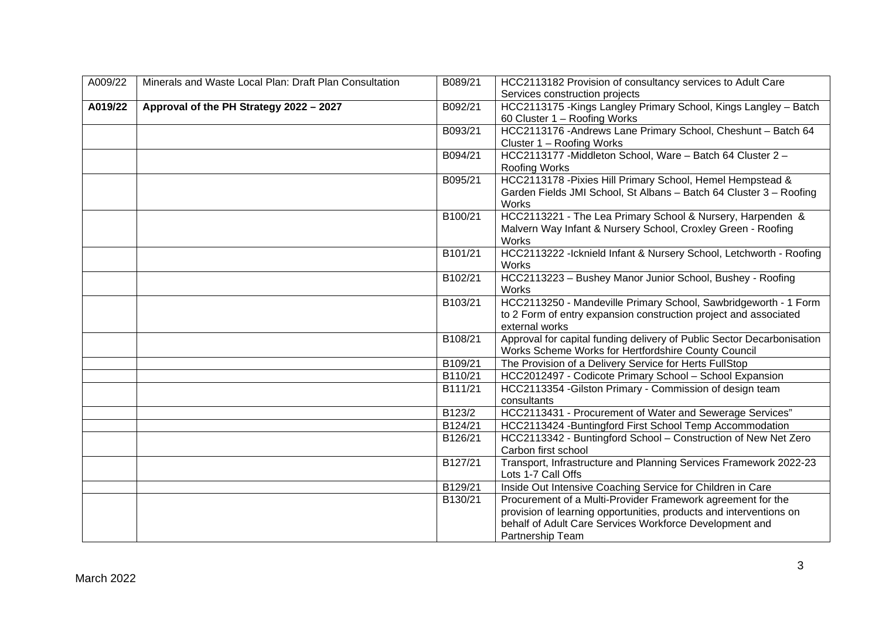| | | | |
|---|---|---|---|
| A009/22 | Minerals and Waste Local Plan: Draft Plan Consultation | B089/21 | HCC2113182 Provision of consultancy services to Adult Care Services construction projects |
| **A019/22** | **Approval of the PH Strategy 2022 – 2027** | B092/21 | HCC2113175 -Kings Langley Primary School, Kings Langley – Batch 60 Cluster 1 – Roofing Works |
| | | B093/21 | HCC2113176 -Andrews Lane Primary School, Cheshunt – Batch 64 Cluster 1 – Roofing Works |
| | | B094/21 | HCC2113177 -Middleton School, Ware – Batch 64 Cluster 2 – Roofing Works |
| | | B095/21 | HCC2113178 -Pixies Hill Primary School, Hemel Hempstead & Garden Fields JMI School, St Albans – Batch 64 Cluster 3 – Roofing Works |
| | | B100/21 | HCC2113221 - The Lea Primary School & Nursery, Harpenden & Malvern Way Infant & Nursery School, Croxley Green - Roofing Works |
| | | B101/21 | HCC2113222 -Icknield Infant & Nursery School, Letchworth - Roofing Works |
| | | B102/21 | HCC2113223 – Bushey Manor Junior School, Bushey - Roofing Works |
| | | B103/21 | HCC2113250 - Mandeville Primary School, Sawbridgeworth - 1 Form to 2 Form of entry expansion construction project and associated external works |
| | | B108/21 | Approval for capital funding delivery of Public Sector Decarbonisation Works Scheme Works for Hertfordshire County Council |
| | | B109/21 | The Provision of a Delivery Service for Herts FullStop |
| | | B110/21 | HCC2012497 - Codicote Primary School – School Expansion |
| | | B111/21 | HCC2113354 -Gilston Primary - Commission of design team consultants |
| | | B123/2 | HCC2113431 - Procurement of Water and Sewerage Services" |
| | | B124/21 | HCC2113424 -Buntingford First School Temp Accommodation |
| | | B126/21 | HCC2113342 - Buntingford School – Construction of New Net Zero Carbon first school |
| | | B127/21 | Transport, Infrastructure and Planning Services Framework 2022-23 Lots 1-7 Call Offs |
| | | B129/21 | Inside Out Intensive Coaching Service for Children in Care |
| | | B130/21 | Procurement of a Multi-Provider Framework agreement for the provision of learning opportunities, products and interventions on behalf of Adult Care Services Workforce Development and Partnership Team |

March 2022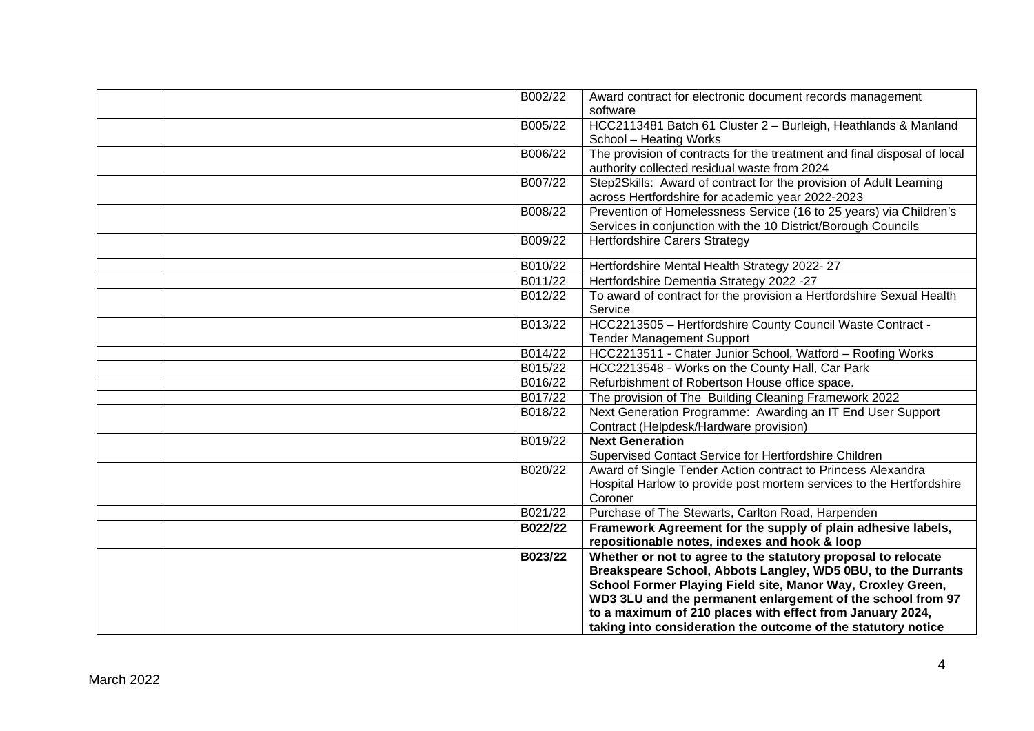| | | | |
|---|---|---|---|
| | | B002/22 | Award contract for electronic document records management software |
| | | B005/22 | HCC2113481 Batch 61 Cluster 2 – Burleigh, Heathlands & Manland School – Heating Works |
| | | B006/22 | The provision of contracts for the treatment and final disposal of local authority collected residual waste from 2024 |
| | | B007/22 | Step2Skills: Award of contract for the provision of Adult Learning across Hertfordshire for academic year 2022-2023 |
| | | B008/22 | Prevention of Homelessness Service (16 to 25 years) via Children's Services in conjunction with the 10 District/Borough Councils |
| | | B009/22 | Hertfordshire Carers Strategy |
| | | B010/22 | Hertfordshire Mental Health Strategy 2022- 27 |
| | | B011/22 | Hertfordshire Dementia Strategy 2022 -27 |
| | | B012/22 | To award of contract for the provision a Hertfordshire Sexual Health Service |
| | | B013/22 | HCC2213505 – Hertfordshire County Council Waste Contract - Tender Management Support |
| | | B014/22 | HCC2213511 - Chater Junior School, Watford – Roofing Works |
| | | B015/22 | HCC2213548 - Works on the County Hall, Car Park |
| | | B016/22 | Refurbishment of Robertson House office space. |
| | | B017/22 | The provision of The Building Cleaning Framework 2022 |
| | | B018/22 | Next Generation Programme: Awarding an IT End User Support Contract (Helpdesk/Hardware provision) |
| | | B019/22 | **Next Generation** Supervised Contact Service for Hertfordshire Children |
| | | B020/22 | Award of Single Tender Action contract to Princess Alexandra Hospital Harlow to provide post mortem services to the Hertfordshire Coroner |
| | | B021/22 | Purchase of The Stewarts, Carlton Road, Harpenden |
| | | **B022/22** | **Framework Agreement for the supply of plain adhesive labels, repositionable notes, indexes and hook & loop** |
| | | **B023/22** | **Whether or not to agree to the statutory proposal to relocate Breakspeare School, Abbots Langley, WD5 0BU, to the Durrants School Former Playing Field site, Manor Way, Croxley Green, WD3 3LU and the permanent enlargement of the school from 97 to a maximum of 210 places with effect from January 2024, taking into consideration the outcome of the statutory notice** |

March 2022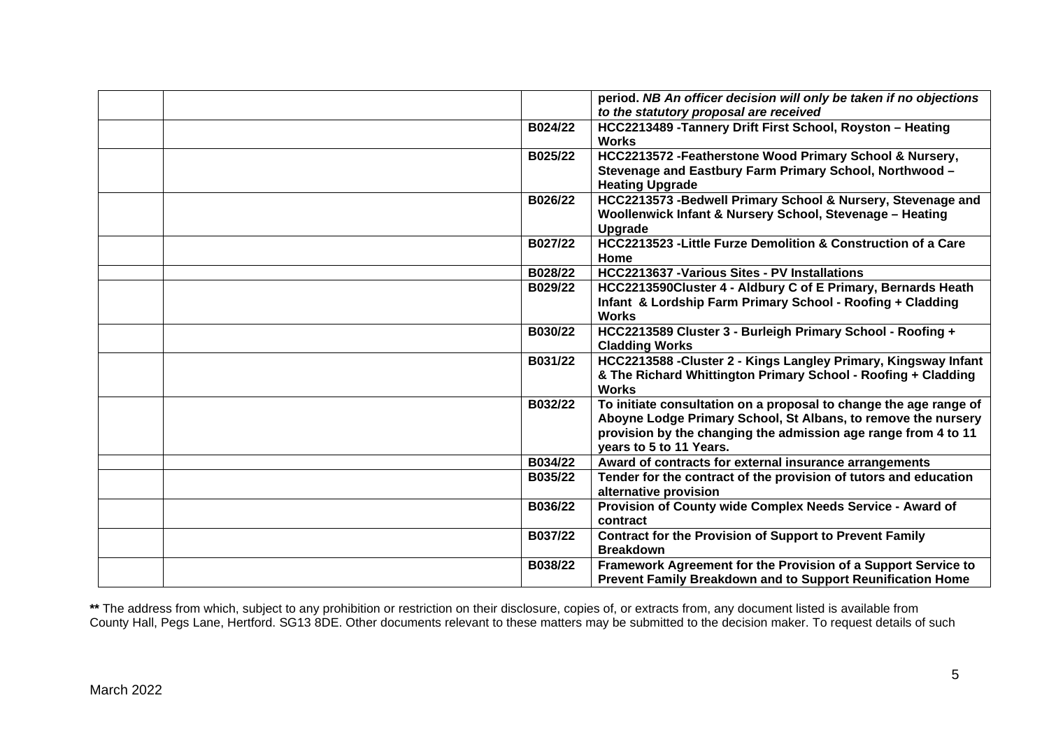| | | | |
|---|---|---|---|
| | | | **period.** ***NB An officer decision will only be taken if no objections to the statutory proposal are received*** |
| | | **B024/22** | **HCC2213489 -Tannery Drift First School, Royston – Heating Works** |
| | | **B025/22** | **HCC2213572 -Featherstone Wood Primary School & Nursery, Stevenage and Eastbury Farm Primary School, Northwood – Heating Upgrade** |
| | | **B026/22** | **HCC2213573 -Bedwell Primary School & Nursery, Stevenage and Woollenwick Infant & Nursery School, Stevenage – Heating Upgrade** |
| | | **B027/22** | **HCC2213523 -Little Furze Demolition & Construction of a Care Home** |
| | | **B028/22** | **HCC2213637 -Various Sites - PV Installations** |
| | | **B029/22** | **HCC2213590Cluster 4 - Aldbury C of E Primary, Bernards Heath Infant & Lordship Farm Primary School - Roofing + Cladding Works** |
| | | **B030/22** | **HCC2213589 Cluster 3 - Burleigh Primary School - Roofing + Cladding Works** |
| | | **B031/22** | **HCC2213588 -Cluster 2 - Kings Langley Primary, Kingsway Infant & The Richard Whittington Primary School - Roofing + Cladding Works** |
| | | **B032/22** | **To initiate consultation on a proposal to change the age range of Aboyne Lodge Primary School, St Albans, to remove the nursery provision by the changing the admission age range from 4 to 11 years to 5 to 11 Years.** |
| | | **B034/22** | **Award of contracts for external insurance arrangements** |
| | | **B035/22** | **Tender for the contract of the provision of tutors and education alternative provision** |
| | | **B036/22** | **Provision of County wide Complex Needs Service - Award of contract** |
| | | **B037/22** | **Contract for the Provision of Support to Prevent Family Breakdown** |
| | | **B038/22** | **Framework Agreement for the Provision of a Support Service to Prevent Family Breakdown and to Support Reunification Home** |

**\*\*** The address from which, subject to any prohibition or restriction on their disclosure, copies of, or extracts from, any document listed is available from County Hall, Pegs Lane, Hertford. SG13 8DE. Other documents relevant to these matters may be submitted to the decision maker. To request details of such

March 2022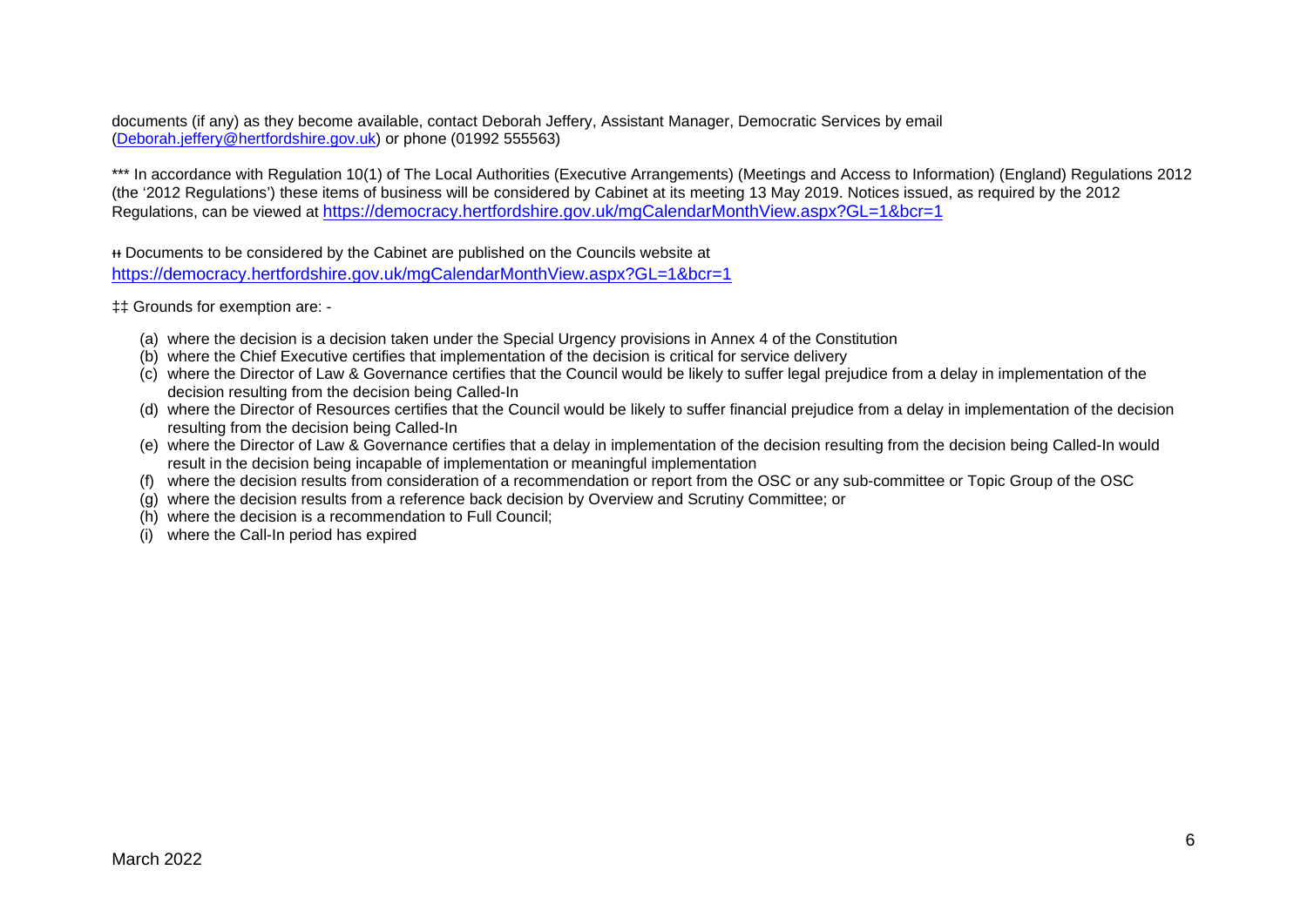documents (if any) as they become available, contact Deborah Jeffery, Assistant Manager, Democratic Services by email (Deborah.jeffery@hertfordshire.gov.uk) or phone (01992 555563)

*** In accordance with Regulation 10(1) of The Local Authorities (Executive Arrangements) (Meetings and Access to Information) (England) Regulations 2012 (the '2012 Regulations') these items of business will be considered by Cabinet at its meeting 13 May 2019. Notices issued, as required by the 2012 Regulations, can be viewed at https://democracy.hertfordshire.gov.uk/mgCalendarMonthView.aspx?GL=1&bcr=1

ǂǂ Documents to be considered by the Cabinet are published on the Councils website at https://democracy.hertfordshire.gov.uk/mgCalendarMonthView.aspx?GL=1&bcr=1

‡‡ Grounds for exemption are: -

(a) where the decision is a decision taken under the Special Urgency provisions in Annex 4 of the Constitution
(b) where the Chief Executive certifies that implementation of the decision is critical for service delivery
(c) where the Director of Law & Governance certifies that the Council would be likely to suffer legal prejudice from a delay in implementation of the decision resulting from the decision being Called-In
(d) where the Director of Resources certifies that the Council would be likely to suffer financial prejudice from a delay in implementation of the decision resulting from the decision being Called-In
(e) where the Director of Law & Governance certifies that a delay in implementation of the decision resulting from the decision being Called-In would result in the decision being incapable of implementation or meaningful implementation
(f) where the decision results from consideration of a recommendation or report from the OSC or any sub-committee or Topic Group of the OSC
(g) where the decision results from a reference back decision by Overview and Scrutiny Committee; or
(h) where the decision is a recommendation to Full Council;
(i) where the Call-In period has expired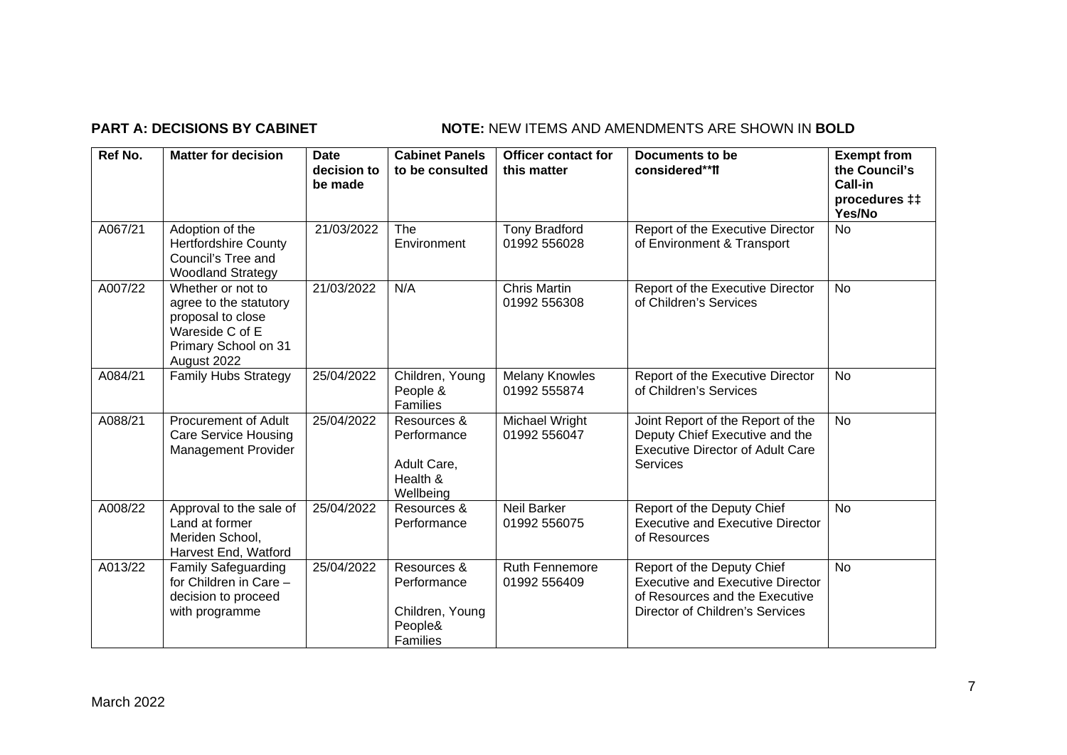**PART A: DECISIONS BY CABINET** **NOTE:** NEW ITEMS AND AMENDMENTS ARE SHOWN IN **BOLD**

| Ref No. | Matter for decision | Date decision to be made | Cabinet Panels to be consulted | Officer contact for this matter | Documents to be considered**⥮ | Exempt from the Council's Call-in procedures ‡‡ Yes/No |
|---|---|---|---|---|---|---|
| A067/21 | Adoption of the Hertfordshire County Council's Tree and Woodland Strategy | 21/03/2022 | The Environment | Tony Bradford 01992 556028 | Report of the Executive Director of Environment & Transport | No |
| A007/22 | Whether or not to agree to the statutory proposal to close Wareside C of E Primary School on 31 August 2022 | 21/03/2022 | N/A | Chris Martin 01992 556308 | Report of the Executive Director of Children's Services | No |
| A084/21 | Family Hubs Strategy | 25/04/2022 | Children, Young People & Families | Melany Knowles 01992 555874 | Report of the Executive Director of Children's Services | No |
| A088/21 | Procurement of Adult Care Service Housing Management Provider | 25/04/2022 | Resources & Performance<br><br>Adult Care, Health & Wellbeing | Michael Wright 01992 556047 | Joint Report of the Report of the Deputy Chief Executive and the Executive Director of Adult Care Services | No |
| A008/22 | Approval to the sale of Land at former Meriden School, Harvest End, Watford | 25/04/2022 | Resources & Performance | Neil Barker 01992 556075 | Report of the Deputy Chief Executive and Executive Director of Resources | No |
| A013/22 | Family Safeguarding for Children in Care – decision to proceed with programme | 25/04/2022 | Resources & Performance<br><br>Children, Young People& Families | Ruth Fennemore 01992 556409 | Report of the Deputy Chief Executive and Executive Director of Resources and the Executive Director of Children's Services | No |

March 2022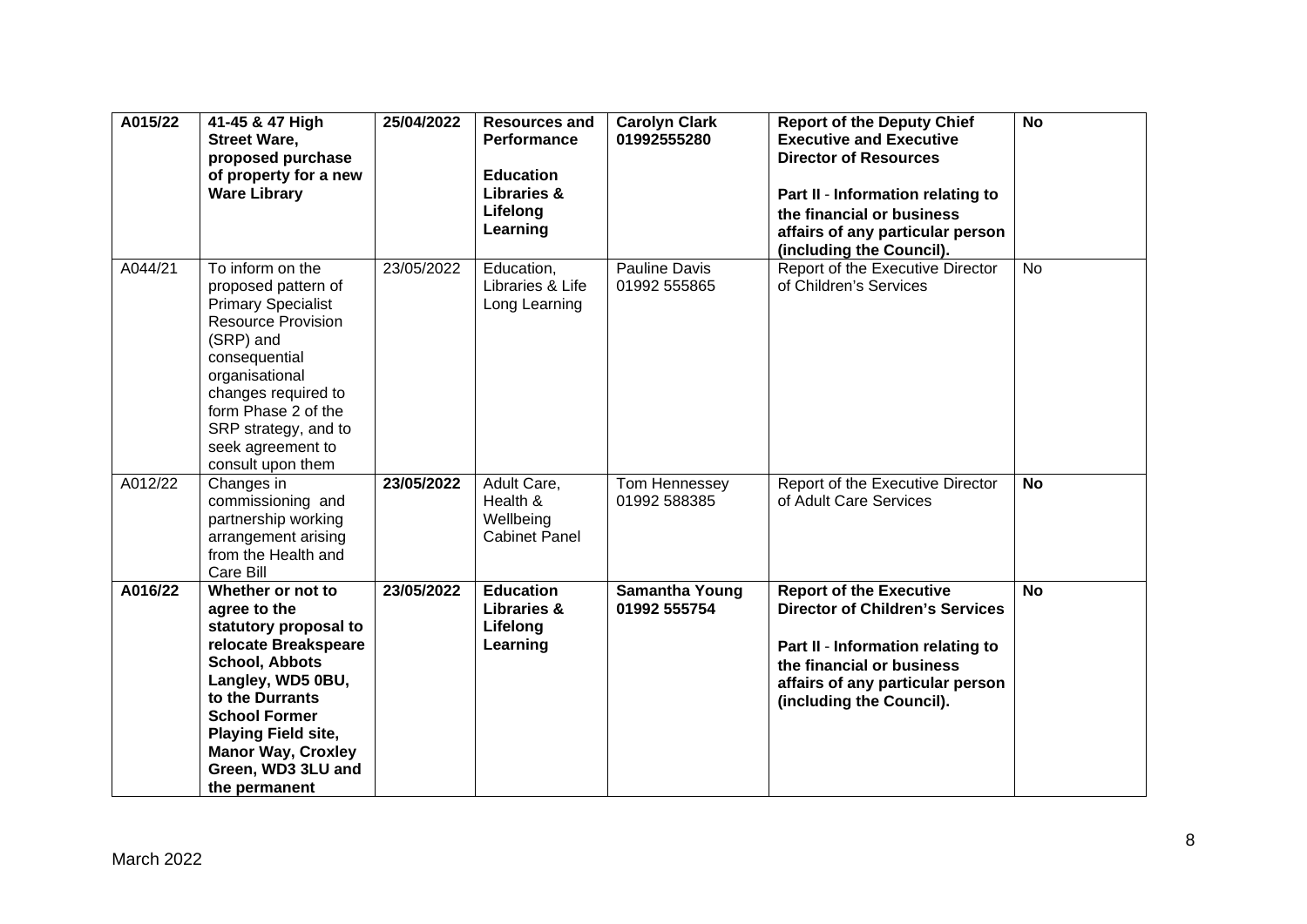| | | | | | | |
|---|---|---|---|---|---|---|
| **A015/22** | **41-45 & 47 High Street Ware, proposed purchase of property for a new Ware Library** | **25/04/2022** | **Resources and Performance**<br><br>**Education Libraries & Lifelong Learning** | **Carolyn Clark 01992555280** | **Report of the Deputy Chief Executive and Executive Director of Resources**<br><br>**Part II - Information relating to the financial or business affairs of any particular person (including the Council).** | **No** |
| A044/21 | To inform on the proposed pattern of Primary Specialist Resource Provision (SRP) and consequential organisational changes required to form Phase 2 of the SRP strategy, and to seek agreement to consult upon them | 23/05/2022 | Education, Libraries & Life Long Learning | Pauline Davis 01992 555865 | Report of the Executive Director of Children's Services | No |
| A012/22 | Changes in commissioning and partnership working arrangement arising from the Health and Care Bill | **23/05/2022** | Adult Care, Health & Wellbeing Cabinet Panel | Tom Hennessey 01992 588385 | Report of the Executive Director of Adult Care Services | **No** |
| **A016/22** | **Whether or not to agree to the statutory proposal to relocate Breakspeare School, Abbots Langley, WD5 0BU, to the Durrants School Former Playing Field site, Manor Way, Croxley Green, WD3 3LU and the permanent** | **23/05/2022** | **Education Libraries & Lifelong Learning** | **Samantha Young 01992 555754** | **Report of the Executive Director of Children's Services**<br><br>**Part II - Information relating to the financial or business affairs of any particular person (including the Council).** | **No** |

March 2022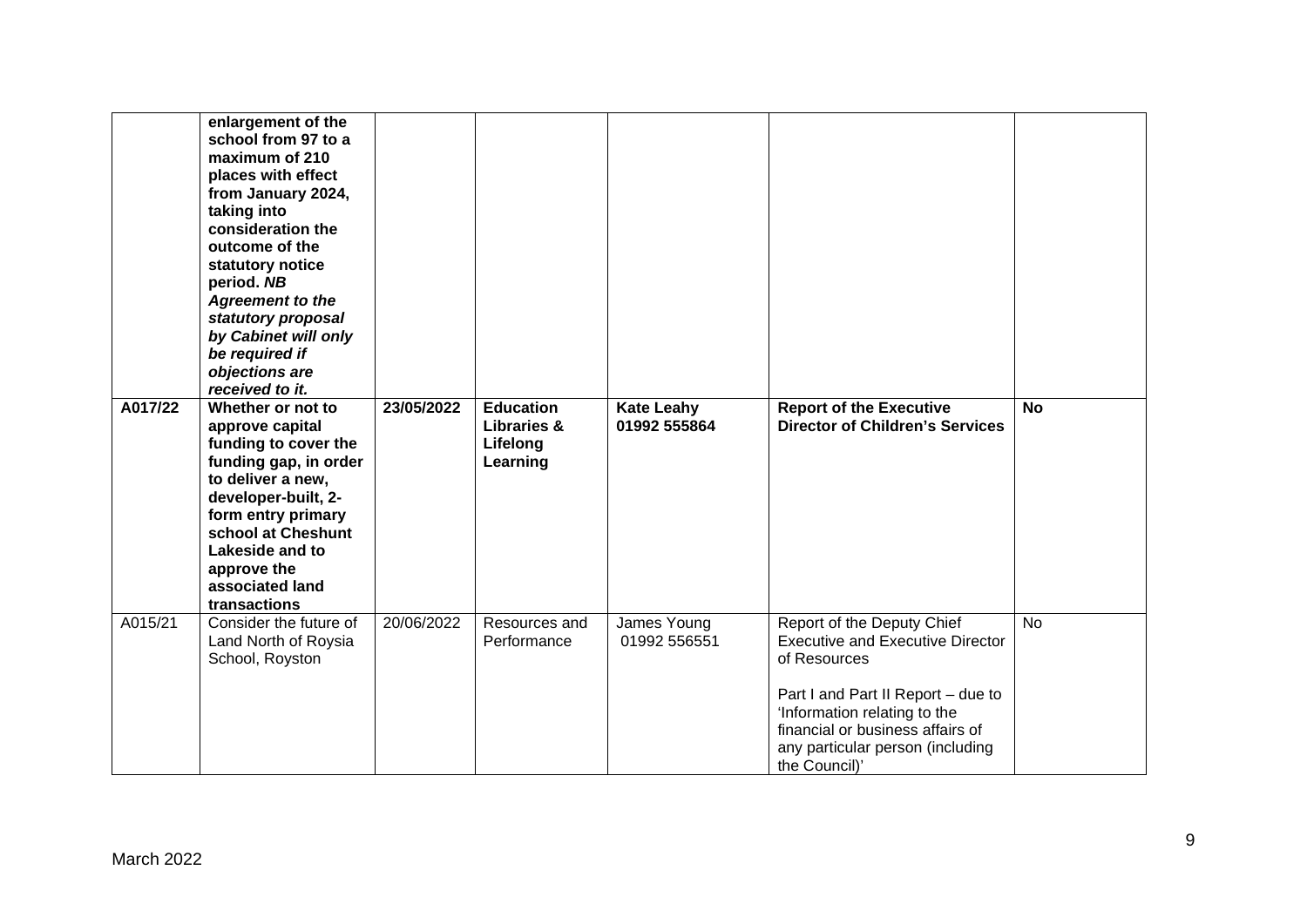| | | | | | | |
|---|---|---|---|---|---|---|
| | **enlargement of the school from 97 to a maximum of 210 places with effect from January 2024, taking into consideration the outcome of the statutory notice period. *NB Agreement to the statutory proposal by Cabinet will only be required if objections are received to it.*** | | | | | |
| **A017/22** | **Whether or not to approve capital funding to cover the funding gap, in order to deliver a new, developer-built, 2-form entry primary school at Cheshunt Lakeside and to approve the associated land transactions** | **23/05/2022** | **Education Libraries & Lifelong Learning** | **Kate Leahy 01992 555864** | **Report of the Executive Director of Children's Services** | **No** |
| A015/21 | Consider the future of Land North of Roysia School, Royston | 20/06/2022 | Resources and Performance | James Young 01992 556551 | Report of the Deputy Chief Executive and Executive Director of Resources<br><br>Part I and Part II Report – due to 'Information relating to the financial or business affairs of any particular person (including the Council)' | No |

March 2022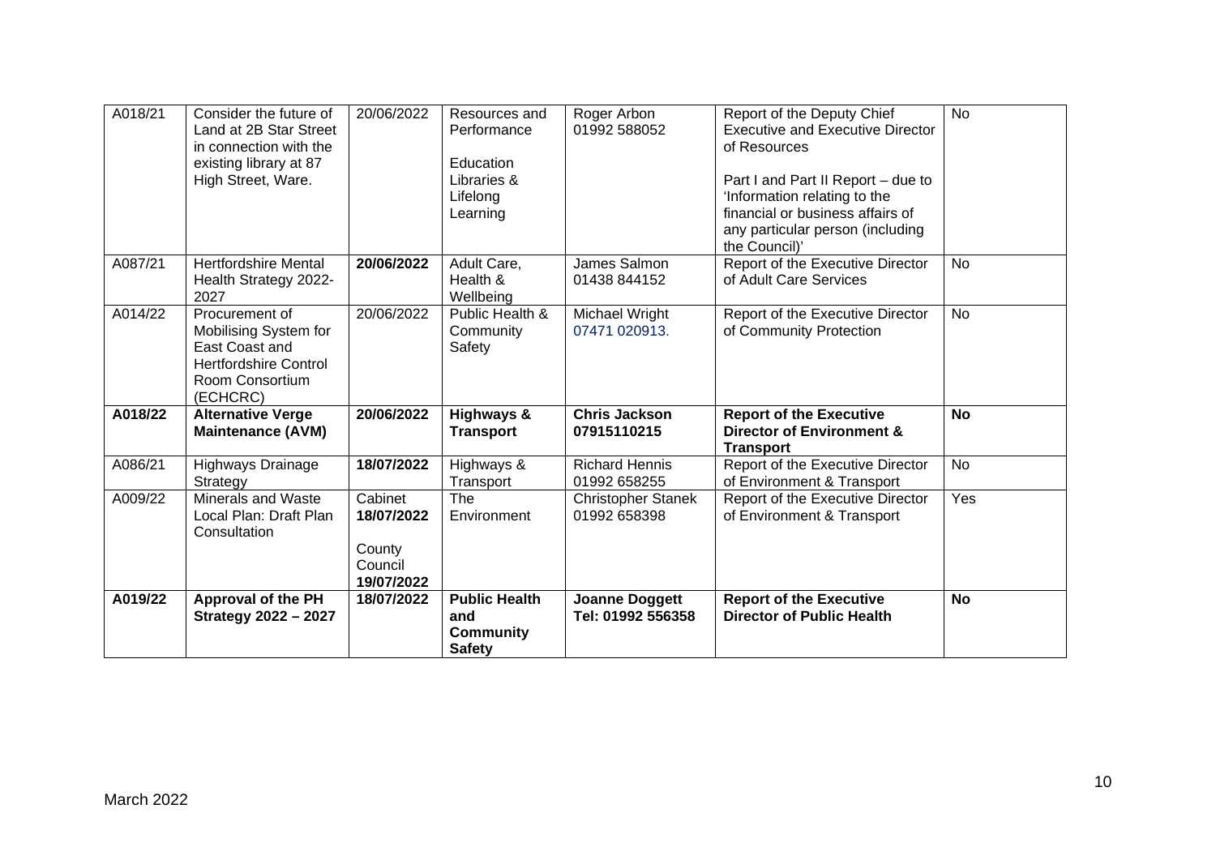| A018/21 | Consider the future of Land at 2B Star Street in connection with the existing library at 87 High Street, Ware. | 20/06/2022 | Resources and Performance<br><br>Education Libraries & Lifelong Learning | Roger Arbon 01992 588052 | Report of the Deputy Chief Executive and Executive Director of Resources<br><br>Part I and Part II Report – due to 'Information relating to the financial or business affairs of any particular person (including the Council)' | No |
|---|---|---|---|---|---|---|
| A087/21 | Hertfordshire Mental Health Strategy 2022-2027 | **20/06/2022** | Adult Care, Health & Wellbeing | James Salmon 01438 844152 | Report of the Executive Director of Adult Care Services | No |
| A014/22 | Procurement of Mobilising System for East Coast and Hertfordshire Control Room Consortium (ECHCRC) | 20/06/2022 | Public Health & Community Safety | Michael Wright 07471 020913. | Report of the Executive Director of Community Protection | No |
| **A018/22** | **Alternative Verge Maintenance (AVM)** | **20/06/2022** | **Highways & Transport** | **Chris Jackson 07915110215** | **Report of the Executive Director of Environment & Transport** | **No** |
| A086/21 | Highways Drainage Strategy | **18/07/2022** | Highways & Transport | Richard Hennis 01992 658255 | Report of the Executive Director of Environment & Transport | No |
| A009/22 | Minerals and Waste Local Plan: Draft Plan Consultation | Cabinet **18/07/2022**<br><br>County Council **19/07/2022** | The Environment | Christopher Stanek 01992 658398 | Report of the Executive Director of Environment & Transport | Yes |
| **A019/22** | **Approval of the PH Strategy 2022 – 2027** | **18/07/2022** | **Public Health and Community Safety** | **Joanne Doggett Tel: 01992 556358** | **Report of the Executive Director of Public Health** | **No** |

March 2022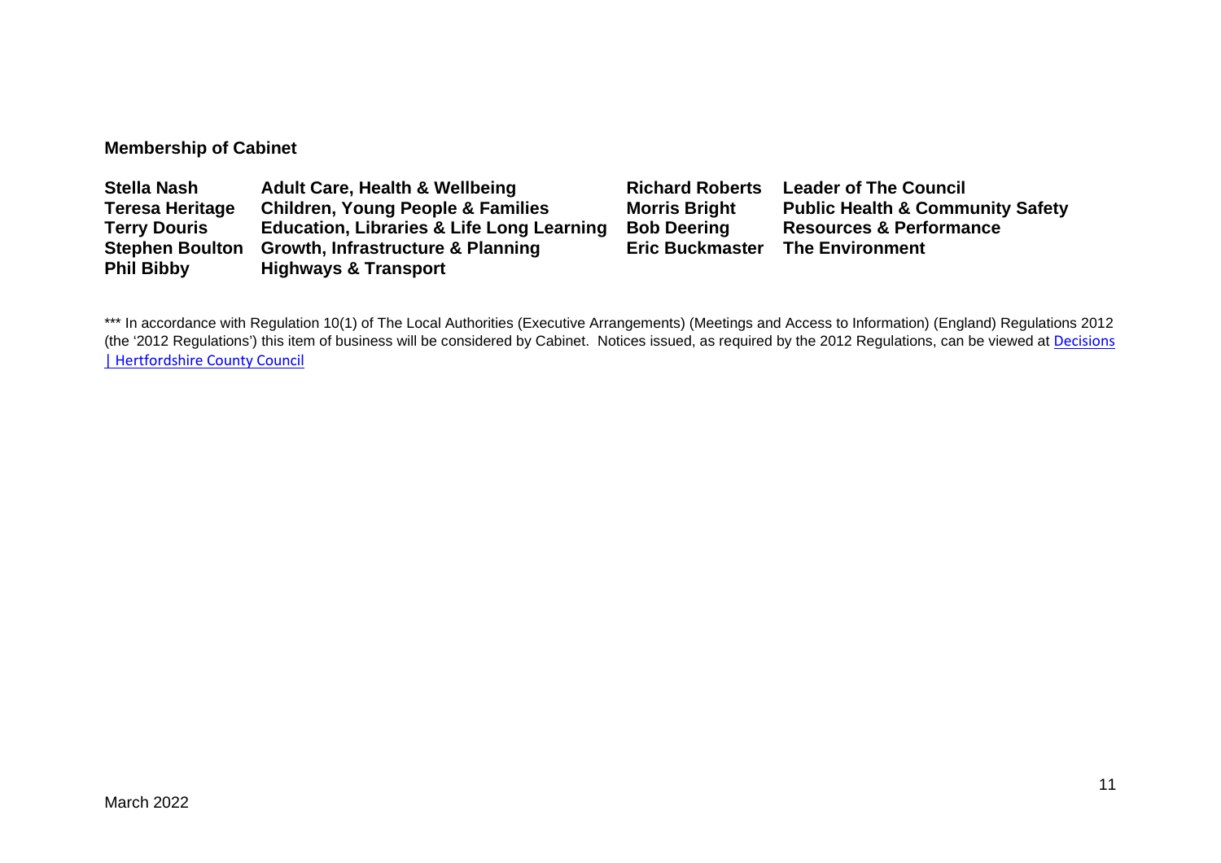**Membership of Cabinet**

| | | | |
|---|---|---|---|
| **Stella Nash** | **Adult Care, Health & Wellbeing** | **Richard Roberts** | **Leader of The Council** |
| **Teresa Heritage** | **Children, Young People & Families** | **Morris Bright** | **Public Health & Community Safety** |
| **Terry Douris** | **Education, Libraries & Life Long Learning** | **Bob Deering** | **Resources & Performance** |
| **Stephen Boulton** | **Growth, Infrastructure & Planning** | **Eric Buckmaster** | **The Environment** |
| **Phil Bibby** | **Highways & Transport** | | |

*** In accordance with Regulation 10(1) of The Local Authorities (Executive Arrangements) (Meetings and Access to Information) (England) Regulations 2012 (the '2012 Regulations') this item of business will be considered by Cabinet. Notices issued, as required by the 2012 Regulations, can be viewed at Decisions | Hertfordshire County Council

March 2022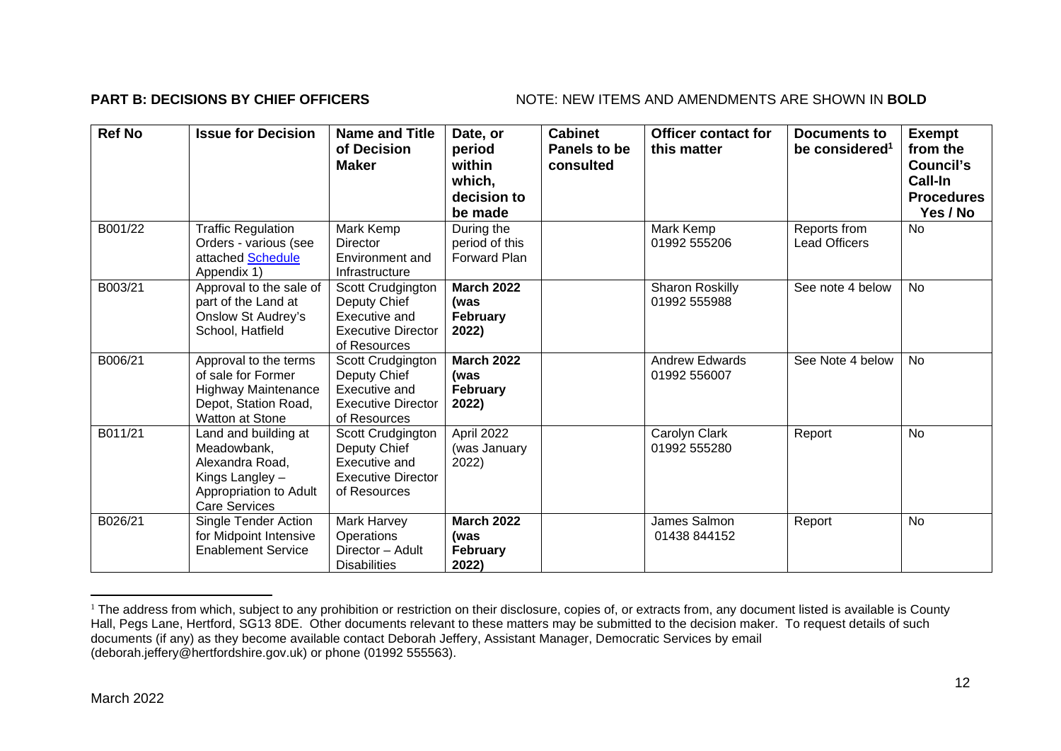**PART B: DECISIONS BY CHIEF OFFICERS** NOTE: NEW ITEMS AND AMENDMENTS ARE SHOWN IN **BOLD**

| Ref No | Issue for Decision | Name and Title of Decision Maker | Date, or period within which, decision to be made | Cabinet Panels to be consulted | Officer contact for this matter | Documents to be considered[1] | Exempt from the Council's Call-In Procedures Yes / No |
|---|---|---|---|---|---|---|---|
| B001/22 | Traffic Regulation Orders - various (see attached Schedule Appendix 1) | Mark Kemp Director Environment and Infrastructure | During the period of this Forward Plan | | Mark Kemp 01992 555206 | Reports from Lead Officers | No |
| B003/21 | Approval to the sale of part of the Land at Onslow St Audrey's School, Hatfield | Scott Crudgington Deputy Chief Executive and Executive Director of Resources | **March 2022 (was February 2022)** | | Sharon Roskilly 01992 555988 | See note 4 below | No |
| B006/21 | Approval to the terms of sale for Former Highway Maintenance Depot, Station Road, Watton at Stone | Scott Crudgington Deputy Chief Executive and Executive Director of Resources | **March 2022 (was February 2022)** | | Andrew Edwards 01992 556007 | See Note 4 below | No |
| B011/21 | Land and building at Meadowbank, Alexandra Road, Kings Langley – Appropriation to Adult Care Services | Scott Crudgington Deputy Chief Executive and Executive Director of Resources | April 2022 (was January 2022) | | Carolyn Clark 01992 555280 | Report | No |
| B026/21 | Single Tender Action for Midpoint Intensive Enablement Service | Mark Harvey Operations Director – Adult Disabilities | **March 2022 (was February 2022)** | | James Salmon 01438 844152 | Report | No |

[1] The address from which, subject to any prohibition or restriction on their disclosure, copies of, or extracts from, any document listed is available is County Hall, Pegs Lane, Hertford, SG13 8DE. Other documents relevant to these matters may be submitted to the decision maker. To request details of such documents (if any) as they become available contact Deborah Jeffery, Assistant Manager, Democratic Services by email (deborah.jeffery@hertfordshire.gov.uk) or phone (01992 555563).

March 2022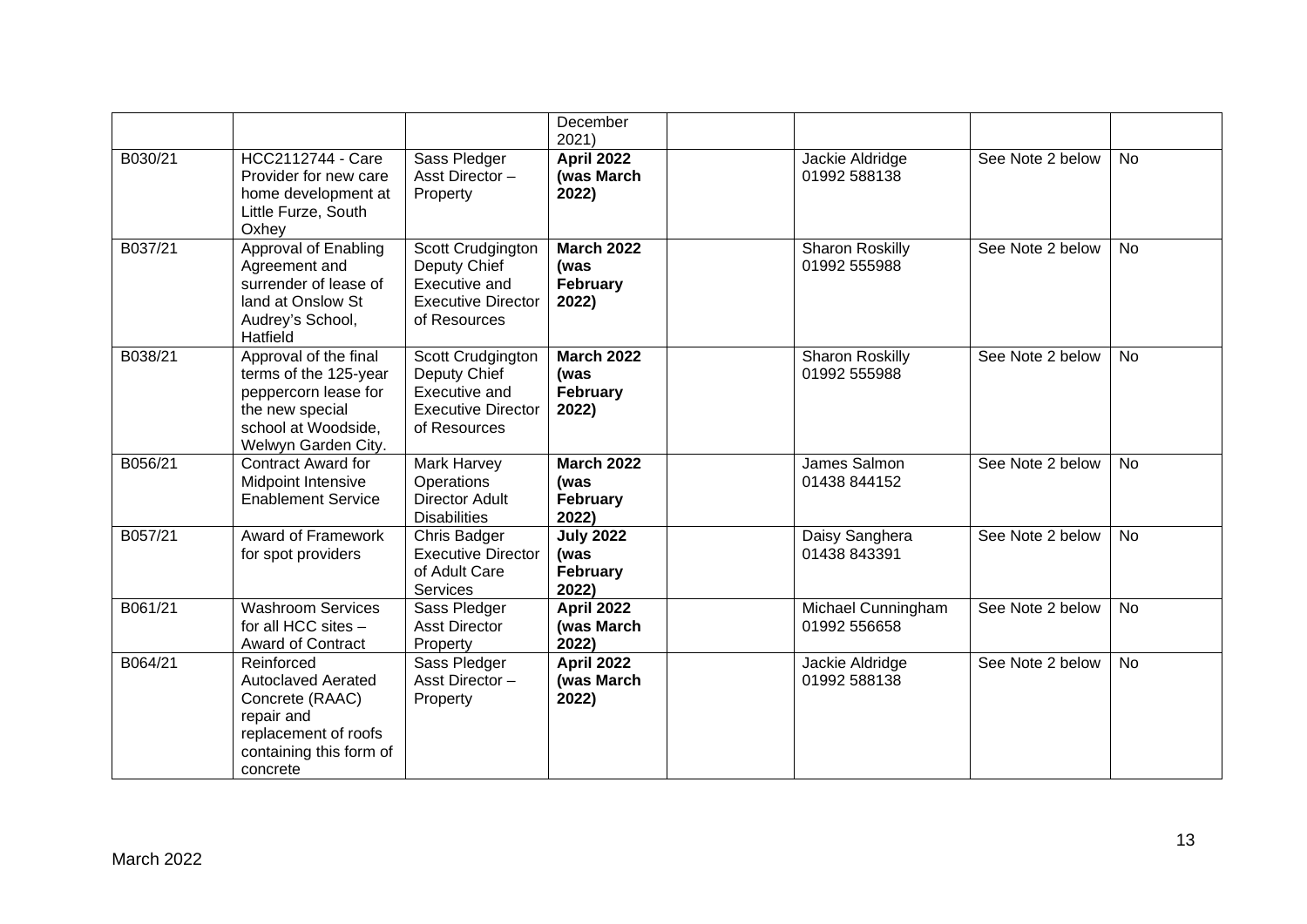|  |  |  | December 2021) |  |  |  |  |
|---|---|---|---|---|---|---|---|
| B030/21 | HCC2112744 - Care Provider for new care home development at Little Furze, South Oxhey | Sass Pledger Asst Director – Property | **April 2022 (was March 2022)** |  | Jackie Aldridge 01992 588138 | See Note 2 below | No |
| B037/21 | Approval of Enabling Agreement and surrender of lease of land at Onslow St Audrey's School, Hatfield | Scott Crudgington Deputy Chief Executive and Executive Director of Resources | **March 2022 (was February 2022)** |  | Sharon Roskilly 01992 555988 | See Note 2 below | No |
| B038/21 | Approval of the final terms of the 125-year peppercorn lease for the new special school at Woodside, Welwyn Garden City. | Scott Crudgington Deputy Chief Executive and Executive Director of Resources | **March 2022 (was February 2022)** |  | Sharon Roskilly 01992 555988 | See Note 2 below | No |
| B056/21 | Contract Award for Midpoint Intensive Enablement Service | Mark Harvey Operations Director Adult Disabilities | **March 2022 (was February 2022)** |  | James Salmon 01438 844152 | See Note 2 below | No |
| B057/21 | Award of Framework for spot providers | Chris Badger Executive Director of Adult Care Services | **July 2022 (was February 2022)** |  | Daisy Sanghera 01438 843391 | See Note 2 below | No |
| B061/21 | Washroom Services for all HCC sites – Award of Contract | Sass Pledger Asst Director Property | **April 2022 (was March 2022)** |  | Michael Cunningham 01992 556658 | See Note 2 below | No |
| B064/21 | Reinforced Autoclaved Aerated Concrete (RAAC) repair and replacement of roofs containing this form of concrete | Sass Pledger Asst Director – Property | **April 2022 (was March 2022)** |  | Jackie Aldridge 01992 588138 | See Note 2 below | No |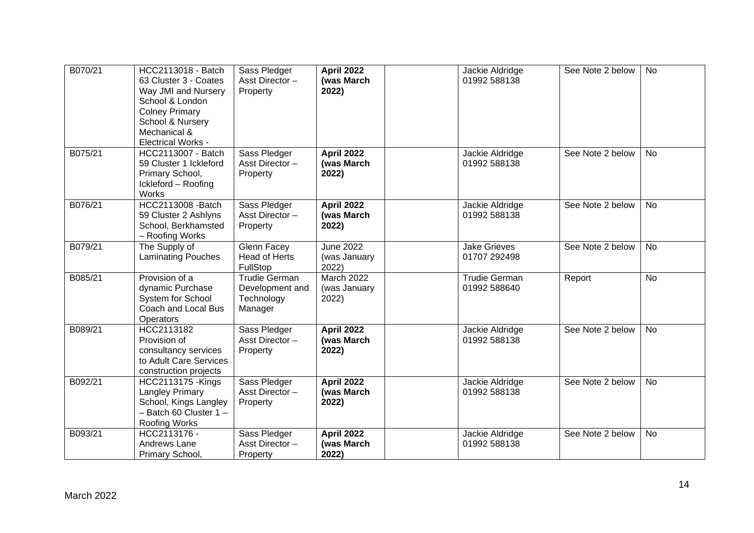| | | | | | | | |
|---|---|---|---|---|---|---|---|
| B070/21 | HCC2113018 - Batch 63 Cluster 3 - Coates Way JMI and Nursery School & London Colney Primary School & Nursery Mechanical & Electrical Works - | Sass Pledger Asst Director – Property | **April 2022 (was March 2022)** | | Jackie Aldridge 01992 588138 | See Note 2 below | No |
| B075/21 | HCC2113007 - Batch 59 Cluster 1 Ickleford Primary School, Ickleford – Roofing Works | Sass Pledger Asst Director – Property | **April 2022 (was March 2022)** | | Jackie Aldridge 01992 588138 | See Note 2 below | No |
| B076/21 | HCC2113008 -Batch 59 Cluster 2 Ashlyns School, Berkhamsted – Roofing Works | Sass Pledger Asst Director – Property | **April 2022 (was March 2022)** | | Jackie Aldridge 01992 588138 | See Note 2 below | No |
| B079/21 | The Supply of Laminating Pouches | Glenn Facey Head of Herts FullStop | June 2022 (was January 2022) | | Jake Grieves 01707 292498 | See Note 2 below | No |
| B085/21 | Provision of a dynamic Purchase System for School Coach and Local Bus Operators | Trudie German Development and Technology Manager | March 2022 (was January 2022) | | Trudie German 01992 588640 | Report | No |
| B089/21 | HCC2113182 Provision of consultancy services to Adult Care Services construction projects | Sass Pledger Asst Director – Property | **April 2022 (was March 2022)** | | Jackie Aldridge 01992 588138 | See Note 2 below | No |
| B092/21 | HCC2113175 -Kings Langley Primary School, Kings Langley – Batch 60 Cluster 1 – Roofing Works | Sass Pledger Asst Director – Property | **April 2022 (was March 2022)** | | Jackie Aldridge 01992 588138 | See Note 2 below | No |
| B093/21 | HCC2113176 - Andrews Lane Primary School, | Sass Pledger Asst Director – Property | **April 2022 (was March 2022)** | | Jackie Aldridge 01992 588138 | See Note 2 below | No |

March 2022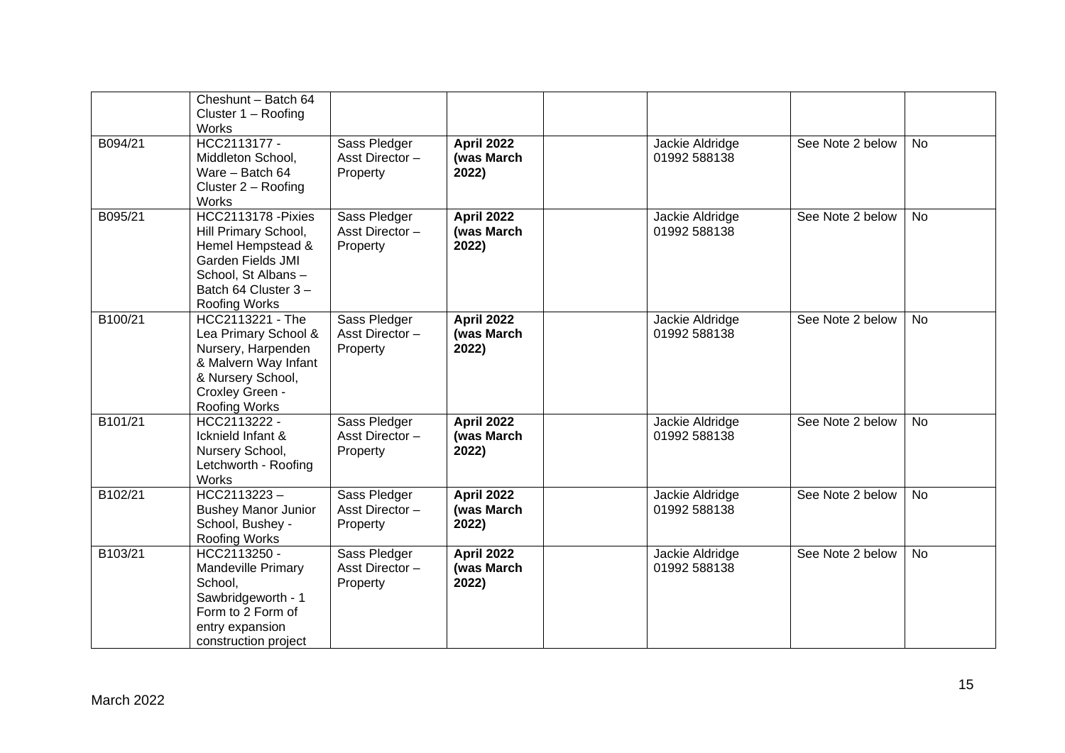| | | | | | | | |
|---|---|---|---|---|---|---|---|
| | Cheshunt – Batch 64 Cluster 1 – Roofing Works | | | | | | |
| B094/21 | HCC2113177 - Middleton School, Ware – Batch 64 Cluster 2 – Roofing Works | Sass Pledger Asst Director – Property | **April 2022 (was March 2022)** | | Jackie Aldridge 01992 588138 | See Note 2 below | No |
| B095/21 | HCC2113178 -Pixies Hill Primary School, Hemel Hempstead & Garden Fields JMI School, St Albans – Batch 64 Cluster 3 – Roofing Works | Sass Pledger Asst Director – Property | **April 2022 (was March 2022)** | | Jackie Aldridge 01992 588138 | See Note 2 below | No |
| B100/21 | HCC2113221 - The Lea Primary School & Nursery, Harpenden & Malvern Way Infant & Nursery School, Croxley Green - Roofing Works | Sass Pledger Asst Director – Property | **April 2022 (was March 2022)** | | Jackie Aldridge 01992 588138 | See Note 2 below | No |
| B101/21 | HCC2113222 - Icknield Infant & Nursery School, Letchworth - Roofing Works | Sass Pledger Asst Director – Property | **April 2022 (was March 2022)** | | Jackie Aldridge 01992 588138 | See Note 2 below | No |
| B102/21 | HCC2113223 – Bushey Manor Junior School, Bushey - Roofing Works | Sass Pledger Asst Director – Property | **April 2022 (was March 2022)** | | Jackie Aldridge 01992 588138 | See Note 2 below | No |
| B103/21 | HCC2113250 - Mandeville Primary School, Sawbridgeworth - 1 Form to 2 Form of entry expansion construction project | Sass Pledger Asst Director – Property | **April 2022 (was March 2022)** | | Jackie Aldridge 01992 588138 | See Note 2 below | No |

March 2022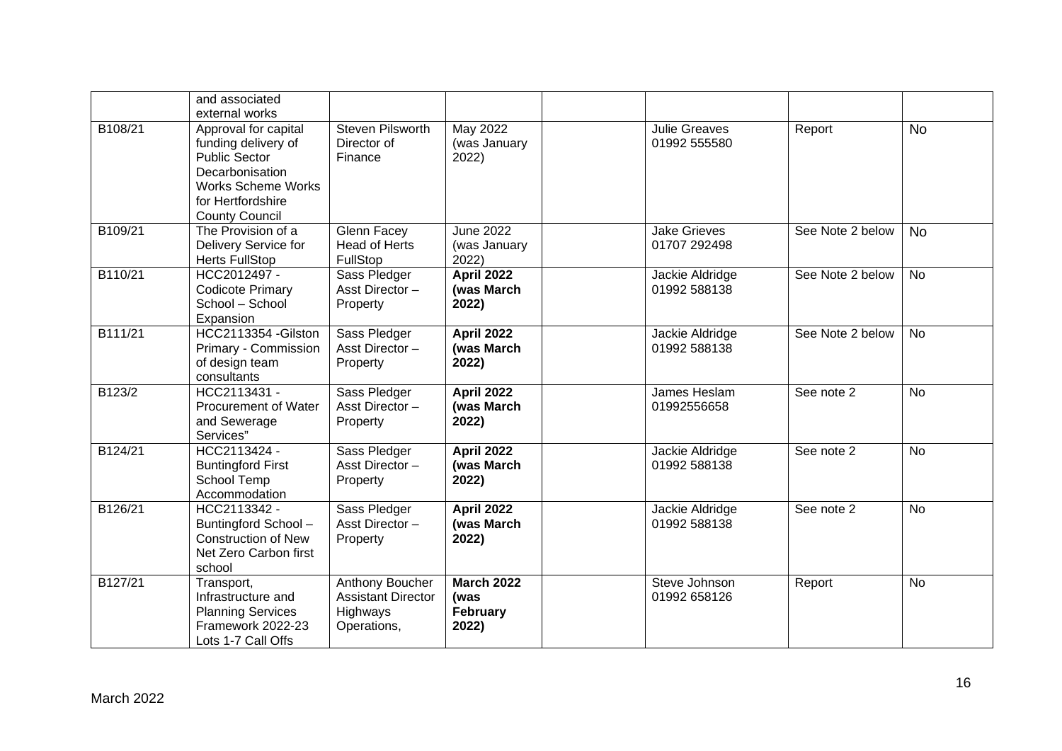| | | | | | | | |
|---|---|---|---|---|---|---|---|
| | and associated external works | | | | | | |
| B108/21 | Approval for capital funding delivery of Public Sector Decarbonisation Works Scheme Works for Hertfordshire County Council | Steven Pilsworth Director of Finance | May 2022 (was January 2022) | | Julie Greaves 01992 555580 | Report | No |
| B109/21 | The Provision of a Delivery Service for Herts FullStop | Glenn Facey Head of Herts FullStop | June 2022 (was January 2022) | | Jake Grieves 01707 292498 | See Note 2 below | No |
| B110/21 | HCC2012497 - Codicote Primary School – School Expansion | Sass Pledger Asst Director – Property | **April 2022 (was March 2022)** | | Jackie Aldridge 01992 588138 | See Note 2 below | No |
| B111/21 | HCC2113354 -Gilston Primary - Commission of design team consultants | Sass Pledger Asst Director – Property | **April 2022 (was March 2022)** | | Jackie Aldridge 01992 588138 | See Note 2 below | No |
| B123/2 | HCC2113431 - Procurement of Water and Sewerage Services" | Sass Pledger Asst Director – Property | **April 2022 (was March 2022)** | | James Heslam 01992556658 | See note 2 | No |
| B124/21 | HCC2113424 - Buntingford First School Temp Accommodation | Sass Pledger Asst Director – Property | **April 2022 (was March 2022)** | | Jackie Aldridge 01992 588138 | See note 2 | No |
| B126/21 | HCC2113342 - Buntingford School – Construction of New Net Zero Carbon first school | Sass Pledger Asst Director – Property | **April 2022 (was March 2022)** | | Jackie Aldridge 01992 588138 | See note 2 | No |
| B127/21 | Transport, Infrastructure and Planning Services Framework 2022-23 Lots 1-7 Call Offs | Anthony Boucher Assistant Director Highways Operations, | **March 2022 (was February 2022)** | | Steve Johnson 01992 658126 | Report | No |

March 2022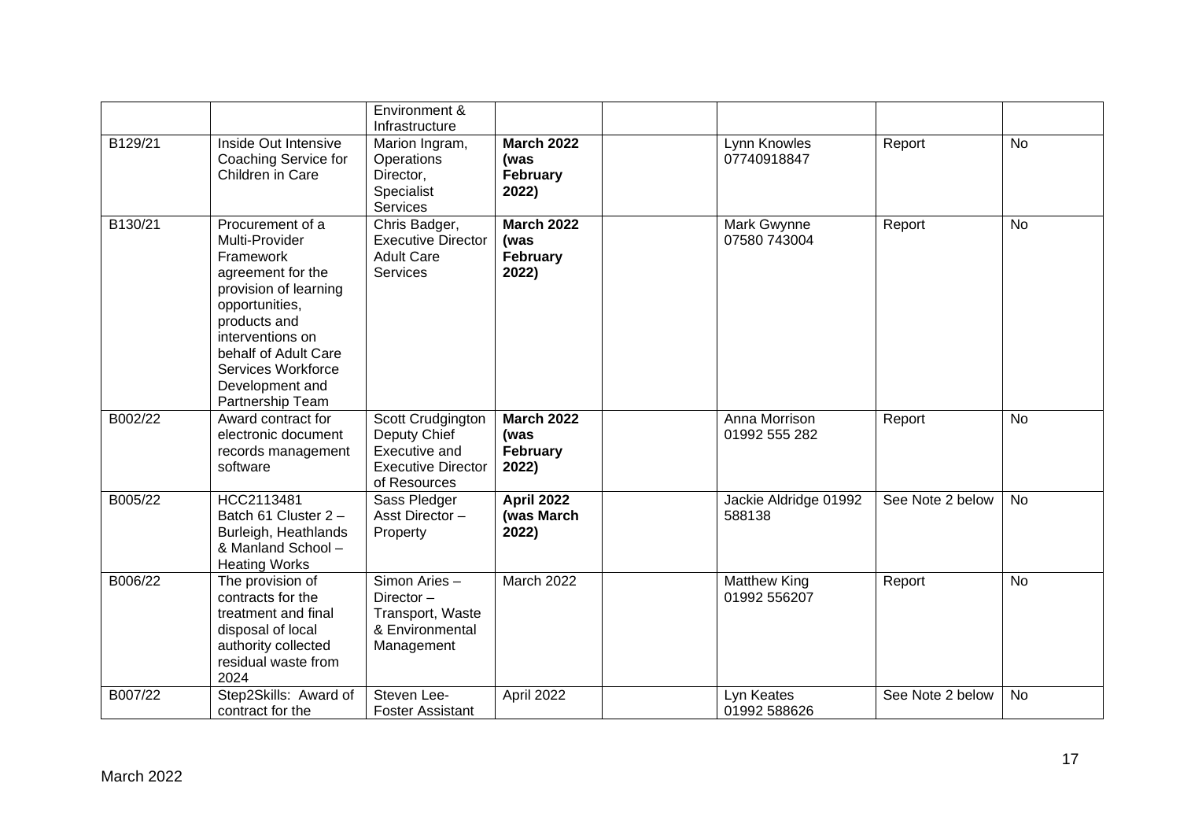| | | | | | | | |
|---|---|---|---|---|---|---|---|
| | | Environment & Infrastructure | | | | | |
| B129/21 | Inside Out Intensive Coaching Service for Children in Care | Marion Ingram, Operations Director, Specialist Services | **March 2022 (was February 2022)** | | Lynn Knowles 07740918847 | Report | No |
| B130/21 | Procurement of a Multi-Provider Framework agreement for the provision of learning opportunities, products and interventions on behalf of Adult Care Services Workforce Development and Partnership Team | Chris Badger, Executive Director Adult Care Services | **March 2022 (was February 2022)** | | Mark Gwynne 07580 743004 | Report | No |
| B002/22 | Award contract for electronic document records management software | Scott Crudgington Deputy Chief Executive and Executive Director of Resources | **March 2022 (was February 2022)** | | Anna Morrison 01992 555 282 | Report | No |
| B005/22 | HCC2113481 Batch 61 Cluster 2 – Burleigh, Heathlands & Manland School – Heating Works | Sass Pledger Asst Director – Property | **April 2022 (was March 2022)** | | Jackie Aldridge 01992 588138 | See Note 2 below | No |
| B006/22 | The provision of contracts for the treatment and final disposal of local authority collected residual waste from 2024 | Simon Aries – Director – Transport, Waste & Environmental Management | March 2022 | | Matthew King 01992 556207 | Report | No |
| B007/22 | Step2Skills: Award of contract for the | Steven Lee-Foster Assistant | April 2022 | | Lyn Keates 01992 588626 | See Note 2 below | No |

March 2022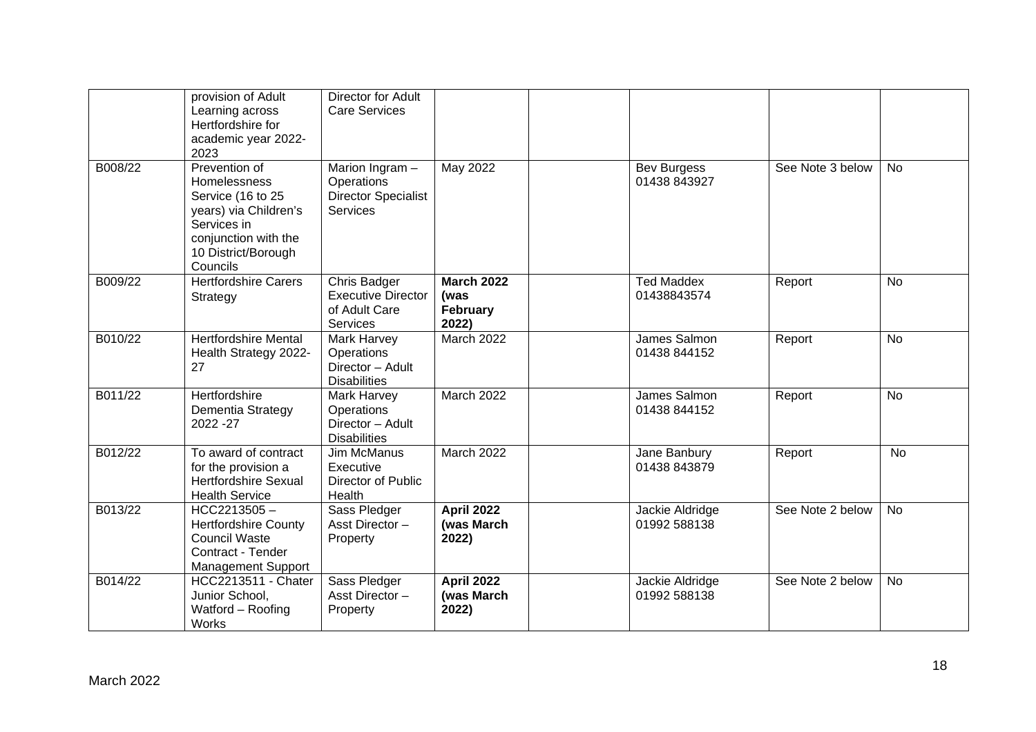| | | | | | | | |
|---|---|---|---|---|---|---|---|
| | provision of Adult Learning across Hertfordshire for academic year 2022-2023 | Director for Adult Care Services | | | | | |
| B008/22 | Prevention of Homelessness Service (16 to 25 years) via Children's Services in conjunction with the 10 District/Borough Councils | Marion Ingram – Operations Director Specialist Services | May 2022 | | Bev Burgess 01438 843927 | See Note 3 below | No |
| B009/22 | Hertfordshire Carers Strategy | Chris Badger Executive Director of Adult Care Services | **March 2022 (was February 2022)** | | Ted Maddex 01438843574 | Report | No |
| B010/22 | Hertfordshire Mental Health Strategy 2022-27 | Mark Harvey Operations Director – Adult Disabilities | March 2022 | | James Salmon 01438 844152 | Report | No |
| B011/22 | Hertfordshire Dementia Strategy 2022 -27 | Mark Harvey Operations Director – Adult Disabilities | March 2022 | | James Salmon 01438 844152 | Report | No |
| B012/22 | To award of contract for the provision a Hertfordshire Sexual Health Service | Jim McManus Executive Director of Public Health | March 2022 | | Jane Banbury 01438 843879 | Report | No |
| B013/22 | HCC2213505 – Hertfordshire County Council Waste Contract - Tender Management Support | Sass Pledger Asst Director – Property | **April 2022 (was March 2022)** | | Jackie Aldridge 01992 588138 | See Note 2 below | No |
| B014/22 | HCC2213511 - Chater Junior School, Watford – Roofing Works | Sass Pledger Asst Director – Property | **April 2022 (was March 2022)** | | Jackie Aldridge 01992 588138 | See Note 2 below | No |

March 2022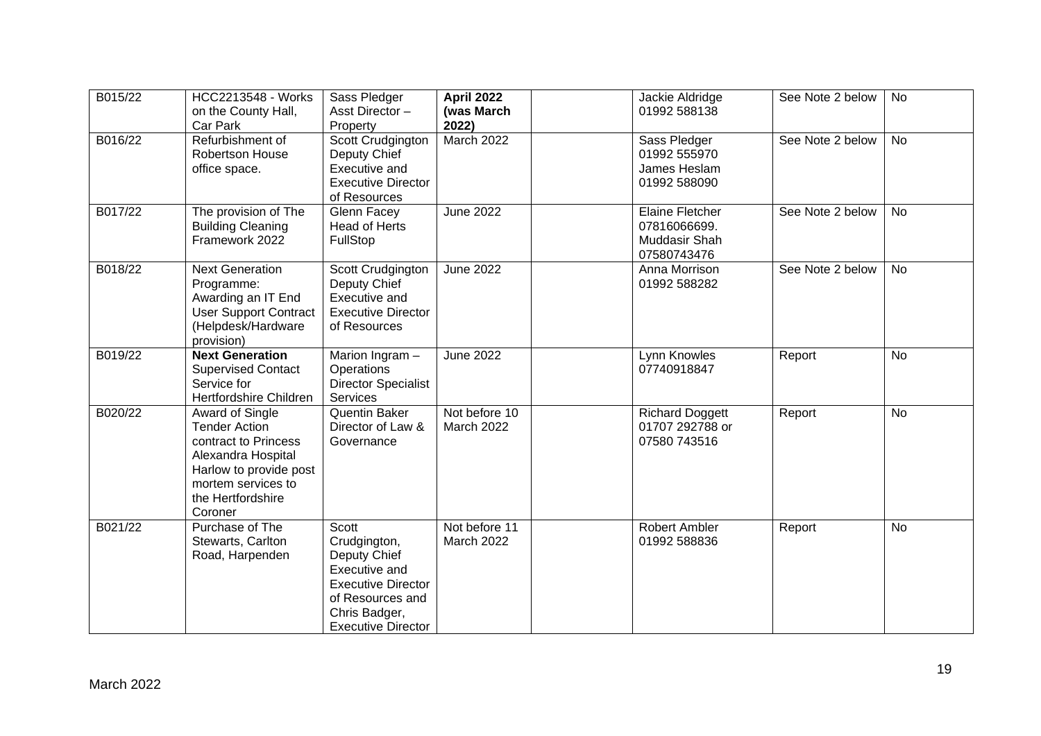| B015/22 | HCC2213548 - Works on the County Hall, Car Park | Sass Pledger Asst Director – Property | **April 2022 (was March 2022)** | | Jackie Aldridge 01992 588138 | See Note 2 below | No |
|---|---|---|---|---|---|---|---|
| B016/22 | Refurbishment of Robertson House office space. | Scott Crudgington Deputy Chief Executive and Executive Director of Resources | March 2022 | | Sass Pledger 01992 555970 James Heslam 01992 588090 | See Note 2 below | No |
| B017/22 | The provision of The Building Cleaning Framework 2022 | Glenn Facey Head of Herts FullStop | June 2022 | | Elaine Fletcher 07816066699. Muddasir Shah 07580743476 | See Note 2 below | No |
| B018/22 | Next Generation Programme: Awarding an IT End User Support Contract (Helpdesk/Hardware provision) | Scott Crudgington Deputy Chief Executive and Executive Director of Resources | June 2022 | | Anna Morrison 01992 588282 | See Note 2 below | No |
| B019/22 | **Next Generation** Supervised Contact Service for Hertfordshire Children | Marion Ingram – Operations Director Specialist Services | June 2022 | | Lynn Knowles 07740918847 | Report | No |
| B020/22 | Award of Single Tender Action contract to Princess Alexandra Hospital Harlow to provide post mortem services to the Hertfordshire Coroner | Quentin Baker Director of Law & Governance | Not before 10 March 2022 | | Richard Doggett 01707 292788 or 07580 743516 | Report | No |
| B021/22 | Purchase of The Stewarts, Carlton Road, Harpenden | Scott Crudgington, Deputy Chief Executive and Executive Director of Resources and Chris Badger, Executive Director | Not before 11 March 2022 | | Robert Ambler 01992 588836 | Report | No |

March 2022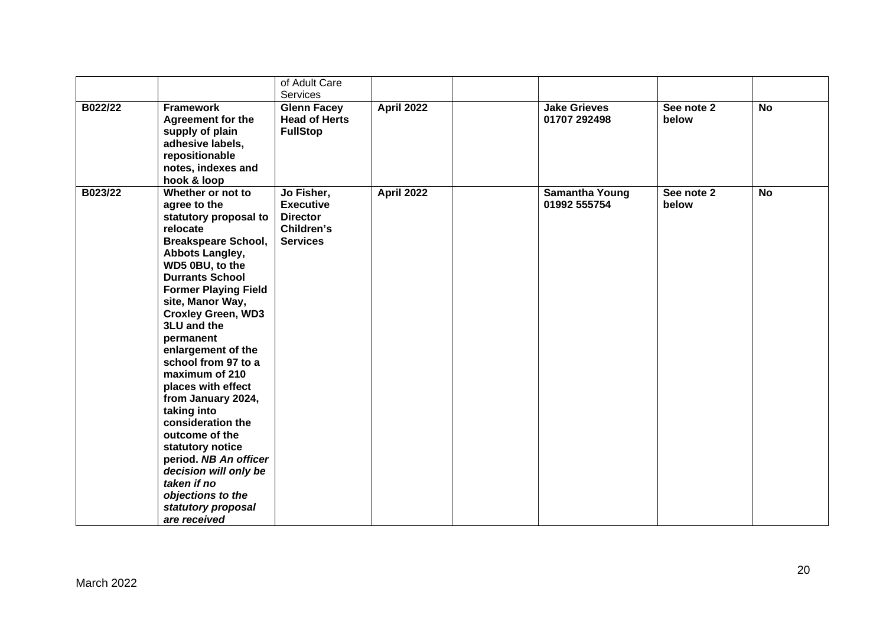|  |  | of Adult Care Services |  |  |  |  |  |
|---|---|---|---|---|---|---|---|
| **B022/22** | **Framework Agreement for the supply of plain adhesive labels, repositionable notes, indexes and hook & loop** | **Glenn Facey Head of Herts FullStop** | **April 2022** |  | **Jake Grieves 01707 292498** | **See note 2 below** | **No** |
| **B023/22** | **Whether or not to agree to the statutory proposal to relocate Breakspeare School, Abbots Langley, WD5 0BU, to the Durrants School Former Playing Field site, Manor Way, Croxley Green, WD3 3LU and the permanent enlargement of the school from 97 to a maximum of 210 places with effect from January 2024, taking into consideration the outcome of the statutory notice period. *NB An officer decision will only be taken if no objections to the statutory proposal are received*** | **Jo Fisher, Executive Director Children's Services** | **April 2022** |  | **Samantha Young 01992 555754** | **See note 2 below** | **No** |

March 2022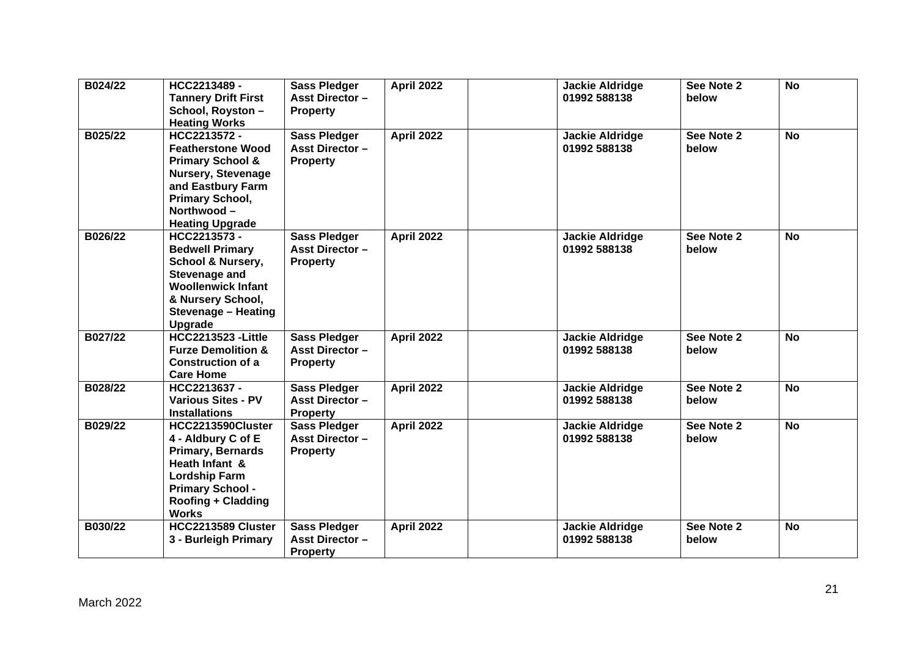| | | | | | | | |
|---|---|---|---|---|---|---|---|
| **B024/22** | **HCC2213489 - Tannery Drift First School, Royston – Heating Works** | **Sass Pledger Asst Director – Property** | **April 2022** | | **Jackie Aldridge 01992 588138** | **See Note 2 below** | **No** |
| **B025/22** | **HCC2213572 - Featherstone Wood Primary School & Nursery, Stevenage and Eastbury Farm Primary School, Northwood – Heating Upgrade** | **Sass Pledger Asst Director – Property** | **April 2022** | | **Jackie Aldridge 01992 588138** | **See Note 2 below** | **No** |
| **B026/22** | **HCC2213573 - Bedwell Primary School & Nursery, Stevenage and Woollenwick Infant & Nursery School, Stevenage – Heating Upgrade** | **Sass Pledger Asst Director – Property** | **April 2022** | | **Jackie Aldridge 01992 588138** | **See Note 2 below** | **No** |
| **B027/22** | **HCC2213523 -Little Furze Demolition & Construction of a Care Home** | **Sass Pledger Asst Director – Property** | **April 2022** | | **Jackie Aldridge 01992 588138** | **See Note 2 below** | **No** |
| **B028/22** | **HCC2213637 - Various Sites - PV Installations** | **Sass Pledger Asst Director – Property** | **April 2022** | | **Jackie Aldridge 01992 588138** | **See Note 2 below** | **No** |
| **B029/22** | **HCC2213590Cluster 4 - Aldbury C of E Primary, Bernards Heath Infant & Lordship Farm Primary School - Roofing + Cladding Works** | **Sass Pledger Asst Director – Property** | **April 2022** | | **Jackie Aldridge 01992 588138** | **See Note 2 below** | **No** |
| **B030/22** | **HCC2213589 Cluster 3 - Burleigh Primary** | **Sass Pledger Asst Director – Property** | **April 2022** | | **Jackie Aldridge 01992 588138** | **See Note 2 below** | **No** |

March 2022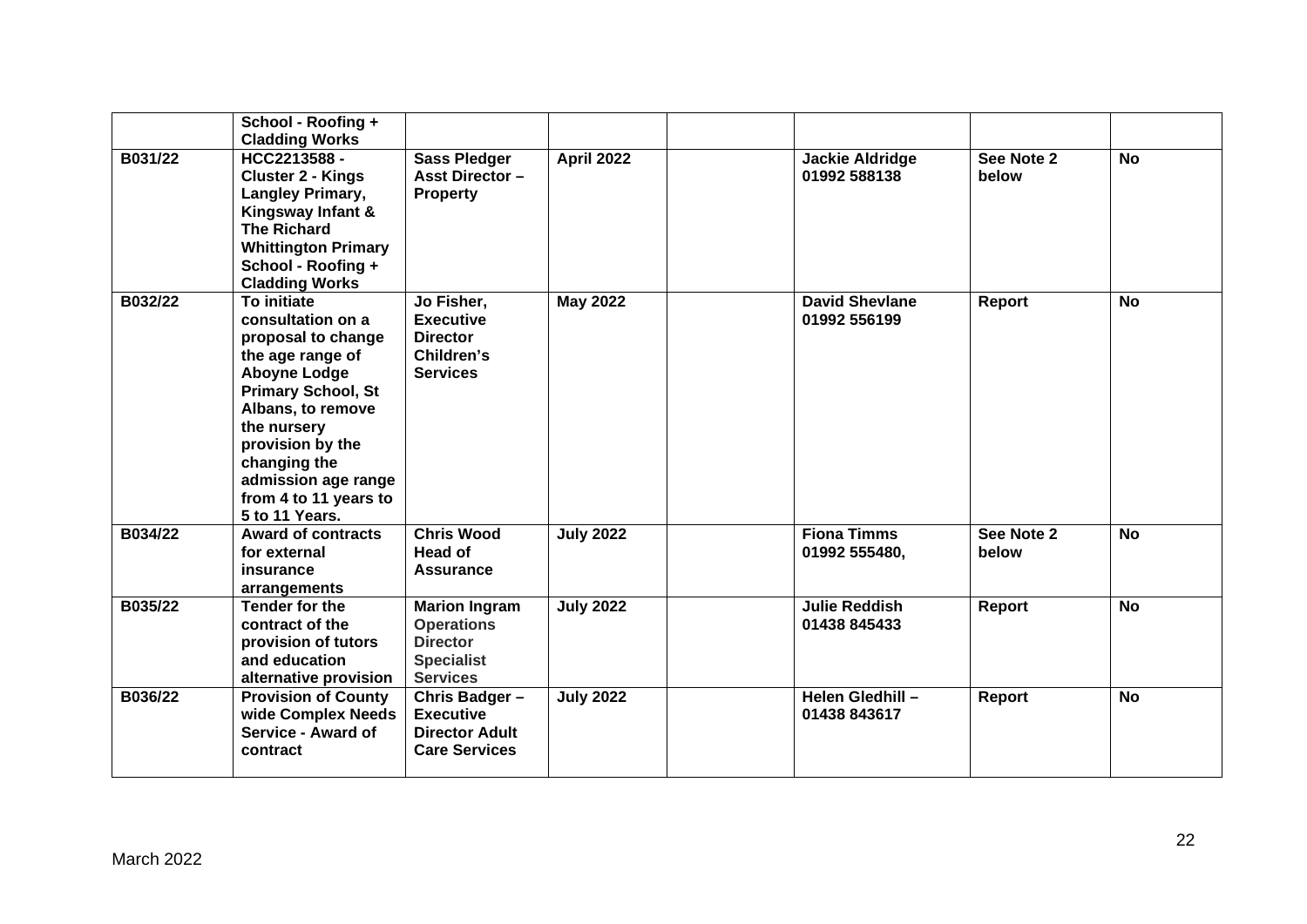| | | | | | | | |
|---|---|---|---|---|---|---|---|
| | **School - Roofing + Cladding Works** | | | | | | |
| **B031/22** | **HCC2213588 - Cluster 2 - Kings Langley Primary, Kingsway Infant & The Richard Whittington Primary School - Roofing + Cladding Works** | **Sass Pledger Asst Director – Property** | **April 2022** | | **Jackie Aldridge 01992 588138** | **See Note 2 below** | **No** |
| **B032/22** | **To initiate consultation on a proposal to change the age range of Aboyne Lodge Primary School, St Albans, to remove the nursery provision by the changing the admission age range from 4 to 11 years to 5 to 11 Years.** | **Jo Fisher, Executive Director Children's Services** | **May 2022** | | **David Shevlane 01992 556199** | **Report** | **No** |
| **B034/22** | **Award of contracts for external insurance arrangements** | **Chris Wood Head of Assurance** | **July 2022** | | **Fiona Timms 01992 555480,** | **See Note 2 below** | **No** |
| **B035/22** | **Tender for the contract of the provision of tutors and education alternative provision** | **Marion Ingram Operations Director Specialist Services** | **July 2022** | | **Julie Reddish 01438 845433** | **Report** | **No** |
| **B036/22** | **Provision of County wide Complex Needs Service - Award of contract** | **Chris Badger – Executive Director Adult Care Services** | **July 2022** | | **Helen Gledhill – 01438 843617** | **Report** | **No** |

March 2022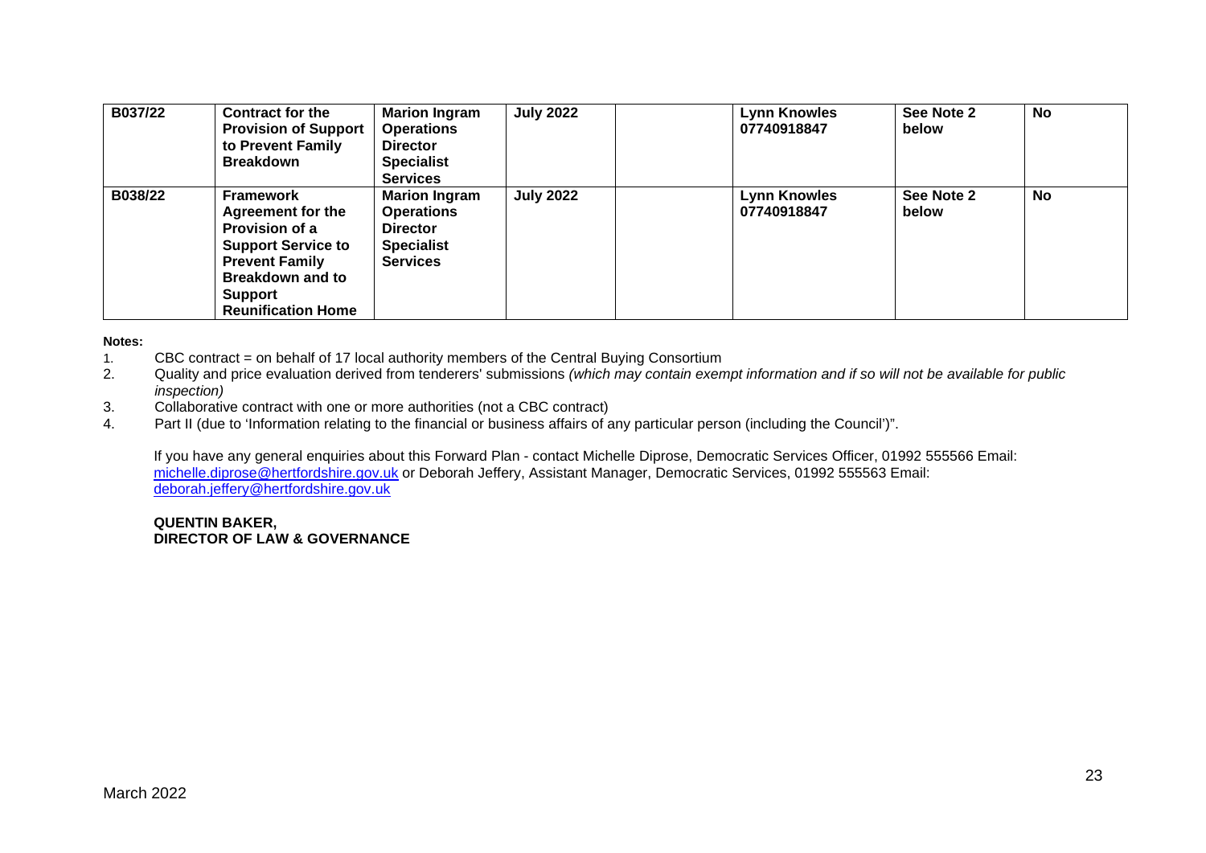| | | | | | | | |
|---|---|---|---|---|---|---|---|
| **B037/22** | **Contract for the Provision of Support to Prevent Family Breakdown** | **Marion Ingram Operations Director Specialist Services** | **July 2022** | | **Lynn Knowles 07740918847** | **See Note 2 below** | **No** |
| **B038/22** | **Framework Agreement for the Provision of a Support Service to Prevent Family Breakdown and to Support Reunification Home** | **Marion Ingram Operations Director Specialist Services** | **July 2022** | | **Lynn Knowles 07740918847** | **See Note 2 below** | **No** |

**Notes:**

1. CBC contract = on behalf of 17 local authority members of the Central Buying Consortium
2. Quality and price evaluation derived from tenderers' submissions *(which may contain exempt information and if so will not be available for public inspection)*
3. Collaborative contract with one or more authorities (not a CBC contract)
4. Part II (due to 'Information relating to the financial or business affairs of any particular person (including the Council')".

If you have any general enquiries about this Forward Plan - contact Michelle Diprose, Democratic Services Officer, 01992 555566 Email: michelle.diprose@hertfordshire.gov.uk or Deborah Jeffery, Assistant Manager, Democratic Services, 01992 555563 Email: deborah.jeffery@hertfordshire.gov.uk

**QUENTIN BAKER,**
**DIRECTOR OF LAW & GOVERNANCE**

March 2022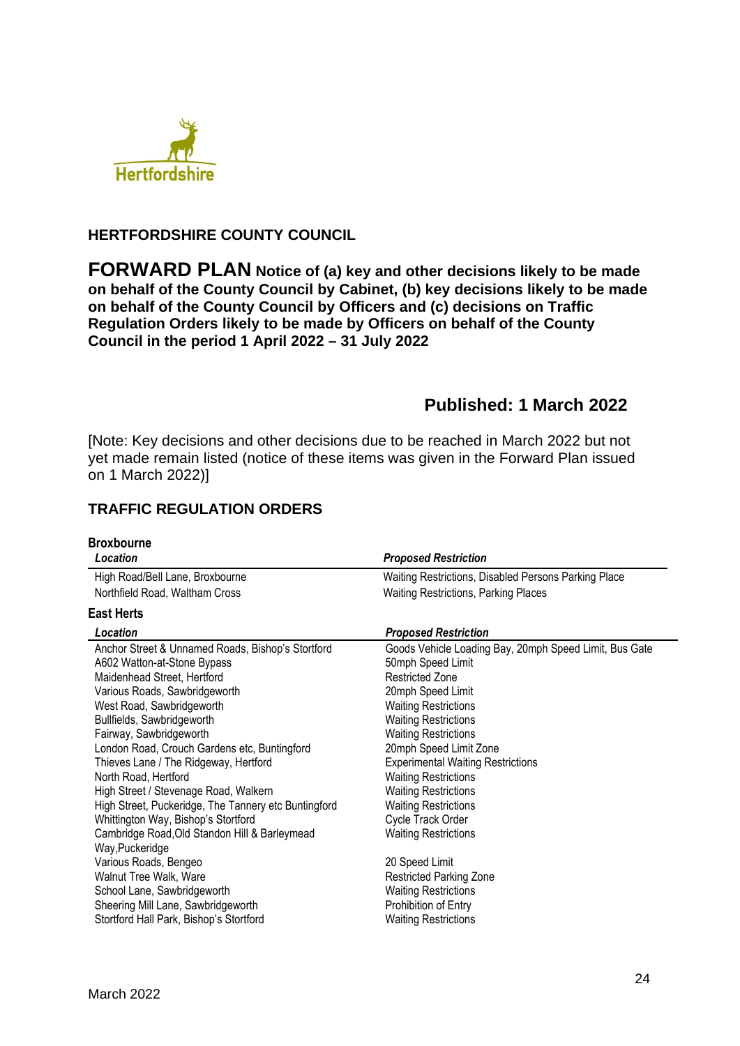Hertfordshire

**HERTFORDSHIRE COUNTY COUNCIL**

# FORWARD PLAN Notice of (a) key and other decisions likely to be made on behalf of the County Council by Cabinet, (b) key decisions likely to be made on behalf of the County Council by Officers and (c) decisions on Traffic Regulation Orders likely to be made by Officers on behalf of the County Council in the period 1 April 2022 – 31 July 2022

## Published: 1 March 2022

[Note: Key decisions and other decisions due to be reached in March 2022 but not yet made remain listed (notice of these items was given in the Forward Plan issued on 1 March 2022)]

## TRAFFIC REGULATION ORDERS

### Broxbourne

| *Location* | *Proposed Restriction* |
|---|---|
| High Road/Bell Lane, Broxbourne | Waiting Restrictions, Disabled Persons Parking Place |
| Northfield Road, Waltham Cross | Waiting Restrictions, Parking Places |

### East Herts

| *Location* | *Proposed Restriction* |
|---|---|
| Anchor Street & Unnamed Roads, Bishop's Stortford | Goods Vehicle Loading Bay, 20mph Speed Limit, Bus Gate |
| A602 Watton-at-Stone Bypass | 50mph Speed Limit |
| Maidenhead Street, Hertford | Restricted Zone |
| Various Roads, Sawbridgeworth | 20mph Speed Limit |
| West Road, Sawbridgeworth | Waiting Restrictions |
| Bullfields, Sawbridgeworth | Waiting Restrictions |
| Fairway, Sawbridgeworth | Waiting Restrictions |
| London Road, Crouch Gardens etc, Buntingford | 20mph Speed Limit Zone |
| Thieves Lane / The Ridgeway, Hertford | Experimental Waiting Restrictions |
| North Road, Hertford | Waiting Restrictions |
| High Street / Stevenage Road, Walkern | Waiting Restrictions |
| High Street, Puckeridge, The Tannery etc Buntingford | Waiting Restrictions |
| Whittington Way, Bishop's Stortford | Cycle Track Order |
| Cambridge Road,Old Standon Hill & Barleymead Way,Puckeridge | Waiting Restrictions |
| Various Roads, Bengeo | 20 Speed Limit |
| Walnut Tree Walk, Ware | Restricted Parking Zone |
| School Lane, Sawbridgeworth | Waiting Restrictions |
| Sheering Mill Lane, Sawbridgeworth | Prohibition of Entry |
| Stortford Hall Park, Bishop's Stortford | Waiting Restrictions |

March 2022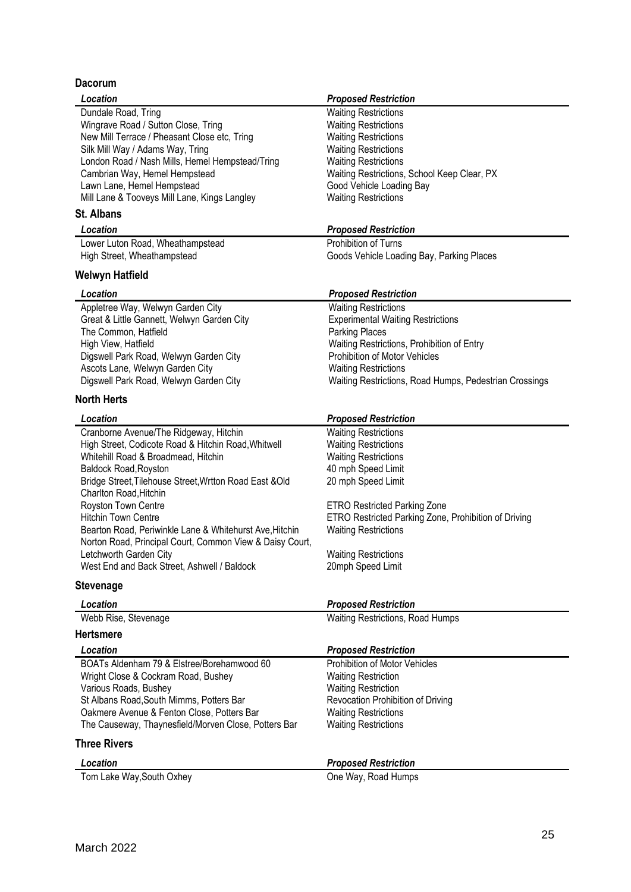## Dacorum

| *Location* | *Proposed Restriction* |
|---|---|
| Dundale Road, Tring | Waiting Restrictions |
| Wingrave Road / Sutton Close, Tring | Waiting Restrictions |
| New Mill Terrace / Pheasant Close etc, Tring | Waiting Restrictions |
| Silk Mill Way / Adams Way, Tring | Waiting Restrictions |
| London Road / Nash Mills, Hemel Hempstead/Tring | Waiting Restrictions |
| Cambrian Way, Hemel Hempstead | Waiting Restrictions, School Keep Clear, PX |
| Lawn Lane, Hemel Hempstead | Good Vehicle Loading Bay |
| Mill Lane & Tooveys Mill Lane, Kings Langley | Waiting Restrictions |

## St. Albans

| *Location* | *Proposed Restriction* |
|---|---|
| Lower Luton Road, Wheathampstead | Prohibition of Turns |
| High Street, Wheathampstead | Goods Vehicle Loading Bay, Parking Places |

## Welwyn Hatfield

| *Location* | *Proposed Restriction* |
|---|---|
| Appletree Way, Welwyn Garden City | Waiting Restrictions |
| Great & Little Gannett, Welwyn Garden City | Experimental Waiting Restrictions |
| The Common, Hatfield | Parking Places |
| High View, Hatfield | Waiting Restrictions, Prohibition of Entry |
| Digswell Park Road, Welwyn Garden City | Prohibition of Motor Vehicles |
| Ascots Lane, Welwyn Garden City | Waiting Restrictions |
| Digswell Park Road, Welwyn Garden City | Waiting Restrictions, Road Humps, Pedestrian Crossings |

## North Herts

| *Location* | *Proposed Restriction* |
|---|---|
| Cranborne Avenue/The Ridgeway, Hitchin | Waiting Restrictions |
| High Street, Codicote Road & Hitchin Road,Whitwell | Waiting Restrictions |
| Whitehill Road & Broadmead, Hitchin | Waiting Restrictions |
| Baldock Road,Royston | 40 mph Speed Limit |
| Bridge Street,Tilehouse Street,Wrtton Road East &Old Charlton Road,Hitchin | 20 mph Speed Limit |
| Royston Town Centre | ETRO Restricted Parking Zone |
| Hitchin Town Centre | ETRO Restricted Parking Zone, Prohibition of Driving |
| Bearton Road, Periwinkle Lane & Whitehurst Ave,Hitchin | Waiting Restrictions |
| Norton Road, Principal Court, Common View & Daisy Court, Letchworth Garden City | Waiting Restrictions |
| West End and Back Street, Ashwell / Baldock | 20mph Speed Limit |

## Stevenage

| *Location* | *Proposed Restriction* |
|---|---|
| Webb Rise, Stevenage | Waiting Restrictions, Road Humps |

## Hertsmere

| *Location* | *Proposed Restriction* |
|---|---|
| BOATs Aldenham 79 & Elstree/Borehamwood 60 | Prohibition of Motor Vehicles |
| Wright Close & Cockram Road, Bushey | Waiting Restriction |
| Various Roads, Bushey | Waiting Restriction |
| St Albans Road,South Mimms, Potters Bar | Revocation Prohibition of Driving |
| Oakmere Avenue & Fenton Close, Potters Bar | Waiting Restrictions |
| The Causeway, Thaynesfield/Morven Close, Potters Bar | Waiting Restrictions |

## Three Rivers

| *Location* | *Proposed Restriction* |
|---|---|
| Tom Lake Way,South Oxhey | One Way, Road Humps |

March 2022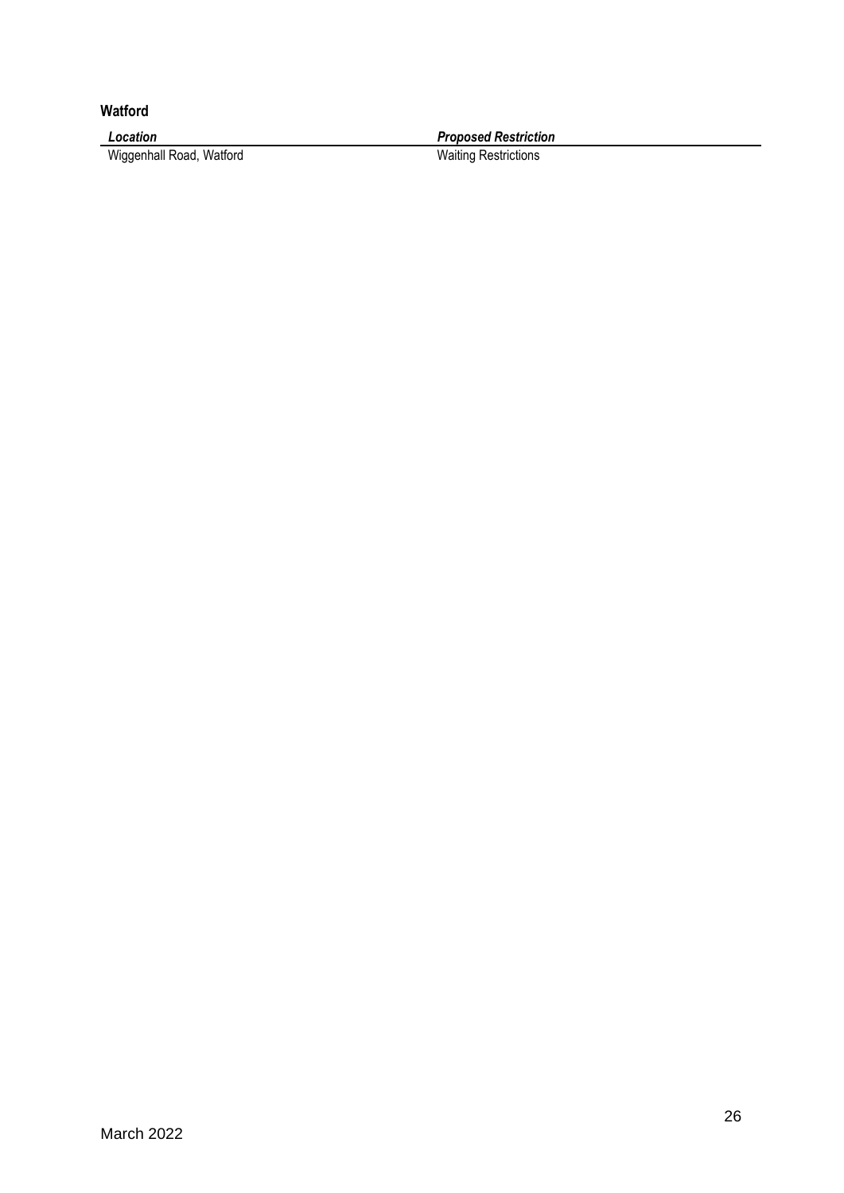**Watford**

| *Location* | *Proposed Restriction* |
| --- | --- |
| Wiggenhall Road, Watford | Waiting Restrictions |

March 2022